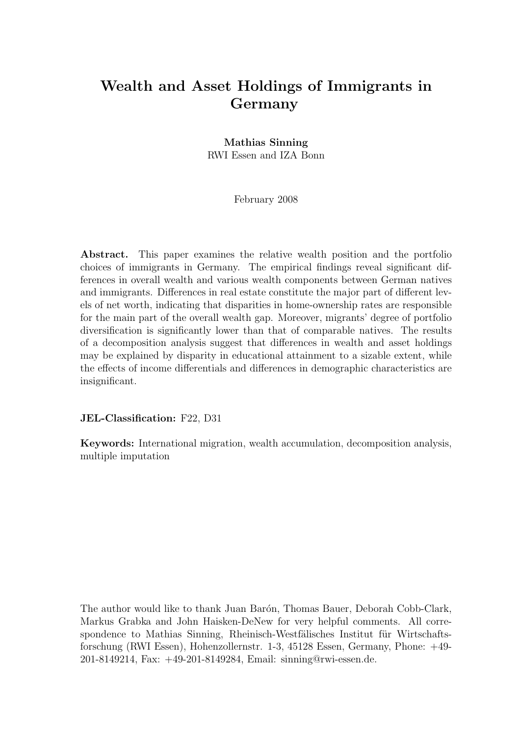# Wealth and Asset Holdings of Immigrants in Germany

**Mathias Sinning**
RWI Essen and IZA Bonn

February 2008

**Abstract.** This paper examines the relative wealth position and the portfolio choices of immigrants in Germany. The empirical findings reveal significant differences in overall wealth and various wealth components between German natives and immigrants. Differences in real estate constitute the major part of different levels of net worth, indicating that disparities in home-ownership rates are responsible for the main part of the overall wealth gap. Moreover, migrants' degree of portfolio diversification is significantly lower than that of comparable natives. The results of a decomposition analysis suggest that differences in wealth and asset holdings may be explained by disparity in educational attainment to a sizable extent, while the effects of income differentials and differences in demographic characteristics are insignificant.

**JEL-Classification:** F22, D31

**Keywords:** International migration, wealth accumulation, decomposition analysis, multiple imputation

The author would like to thank Juan Barón, Thomas Bauer, Deborah Cobb-Clark, Markus Grabka and John Haisken-DeNew for very helpful comments. All correspondence to Mathias Sinning, Rheinisch-Westfälisches Institut für Wirtschaftsforschung (RWI Essen), Hohenzollernstr. 1-3, 45128 Essen, Germany, Phone: +49-201-8149214, Fax: +49-201-8149284, Email: sinning@rwi-essen.de.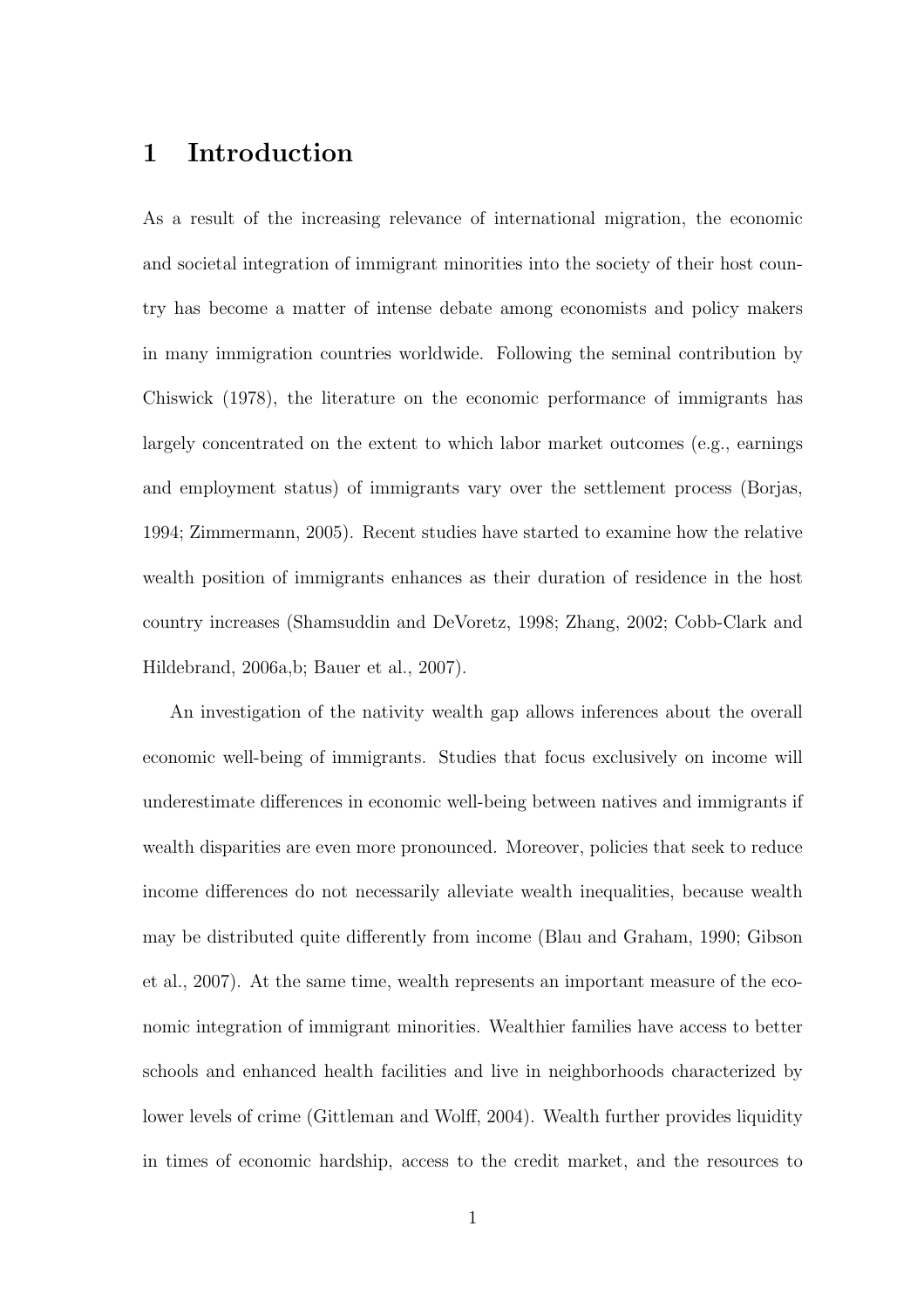# 1 Introduction

As a result of the increasing relevance of international migration, the economic and societal integration of immigrant minorities into the society of their host country has become a matter of intense debate among economists and policy makers in many immigration countries worldwide. Following the seminal contribution by Chiswick (1978), the literature on the economic performance of immigrants has largely concentrated on the extent to which labor market outcomes (e.g., earnings and employment status) of immigrants vary over the settlement process (Borjas, 1994; Zimmermann, 2005). Recent studies have started to examine how the relative wealth position of immigrants enhances as their duration of residence in the host country increases (Shamsuddin and DeVoretz, 1998; Zhang, 2002; Cobb-Clark and Hildebrand, 2006a,b; Bauer et al., 2007).

An investigation of the nativity wealth gap allows inferences about the overall economic well-being of immigrants. Studies that focus exclusively on income will underestimate differences in economic well-being between natives and immigrants if wealth disparities are even more pronounced. Moreover, policies that seek to reduce income differences do not necessarily alleviate wealth inequalities, because wealth may be distributed quite differently from income (Blau and Graham, 1990; Gibson et al., 2007). At the same time, wealth represents an important measure of the economic integration of immigrant minorities. Wealthier families have access to better schools and enhanced health facilities and live in neighborhoods characterized by lower levels of crime (Gittleman and Wolff, 2004). Wealth further provides liquidity in times of economic hardship, access to the credit market, and the resources to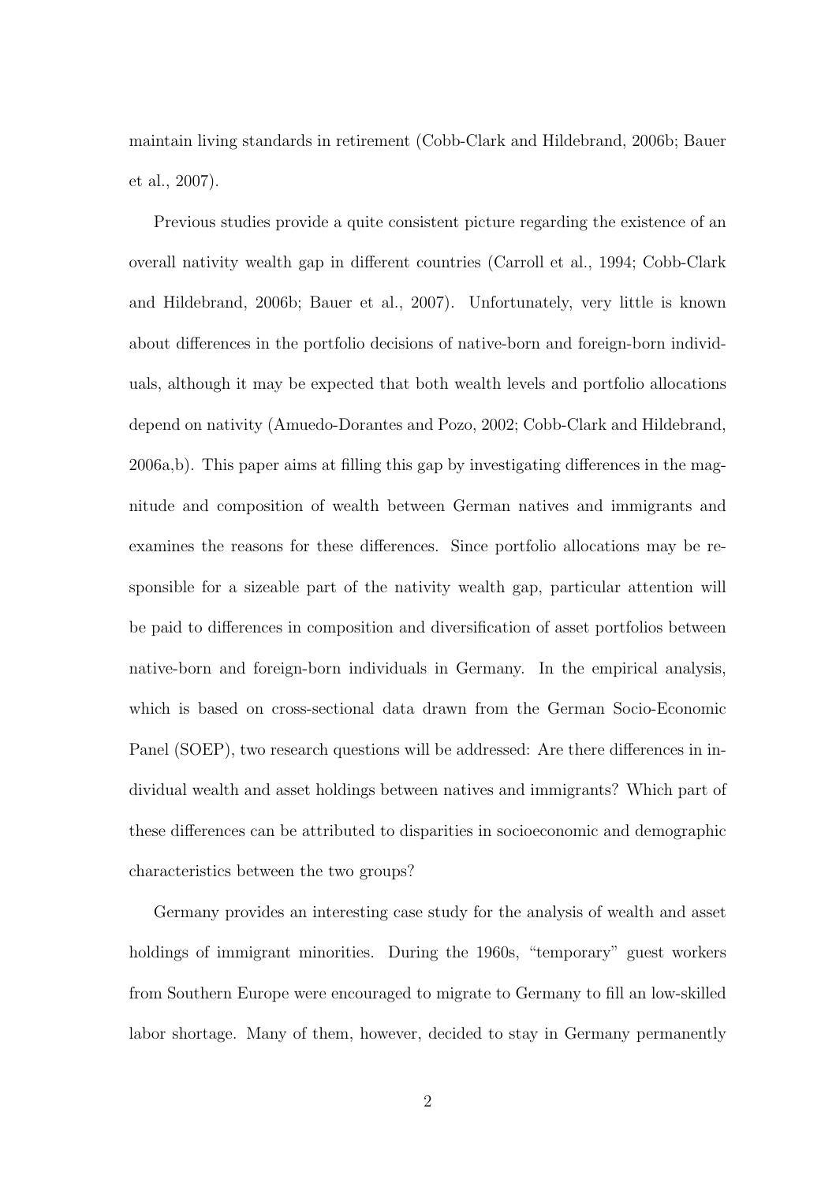maintain living standards in retirement (Cobb-Clark and Hildebrand, 2006b; Bauer et al., 2007).

Previous studies provide a quite consistent picture regarding the existence of an overall nativity wealth gap in different countries (Carroll et al., 1994; Cobb-Clark and Hildebrand, 2006b; Bauer et al., 2007). Unfortunately, very little is known about differences in the portfolio decisions of native-born and foreign-born individuals, although it may be expected that both wealth levels and portfolio allocations depend on nativity (Amuedo-Dorantes and Pozo, 2002; Cobb-Clark and Hildebrand, 2006a,b). This paper aims at filling this gap by investigating differences in the magnitude and composition of wealth between German natives and immigrants and examines the reasons for these differences. Since portfolio allocations may be responsible for a sizeable part of the nativity wealth gap, particular attention will be paid to differences in composition and diversification of asset portfolios between native-born and foreign-born individuals in Germany. In the empirical analysis, which is based on cross-sectional data drawn from the German Socio-Economic Panel (SOEP), two research questions will be addressed: Are there differences in individual wealth and asset holdings between natives and immigrants? Which part of these differences can be attributed to disparities in socioeconomic and demographic characteristics between the two groups?

Germany provides an interesting case study for the analysis of wealth and asset holdings of immigrant minorities. During the 1960s, "temporary" guest workers from Southern Europe were encouraged to migrate to Germany to fill an low-skilled labor shortage. Many of them, however, decided to stay in Germany permanently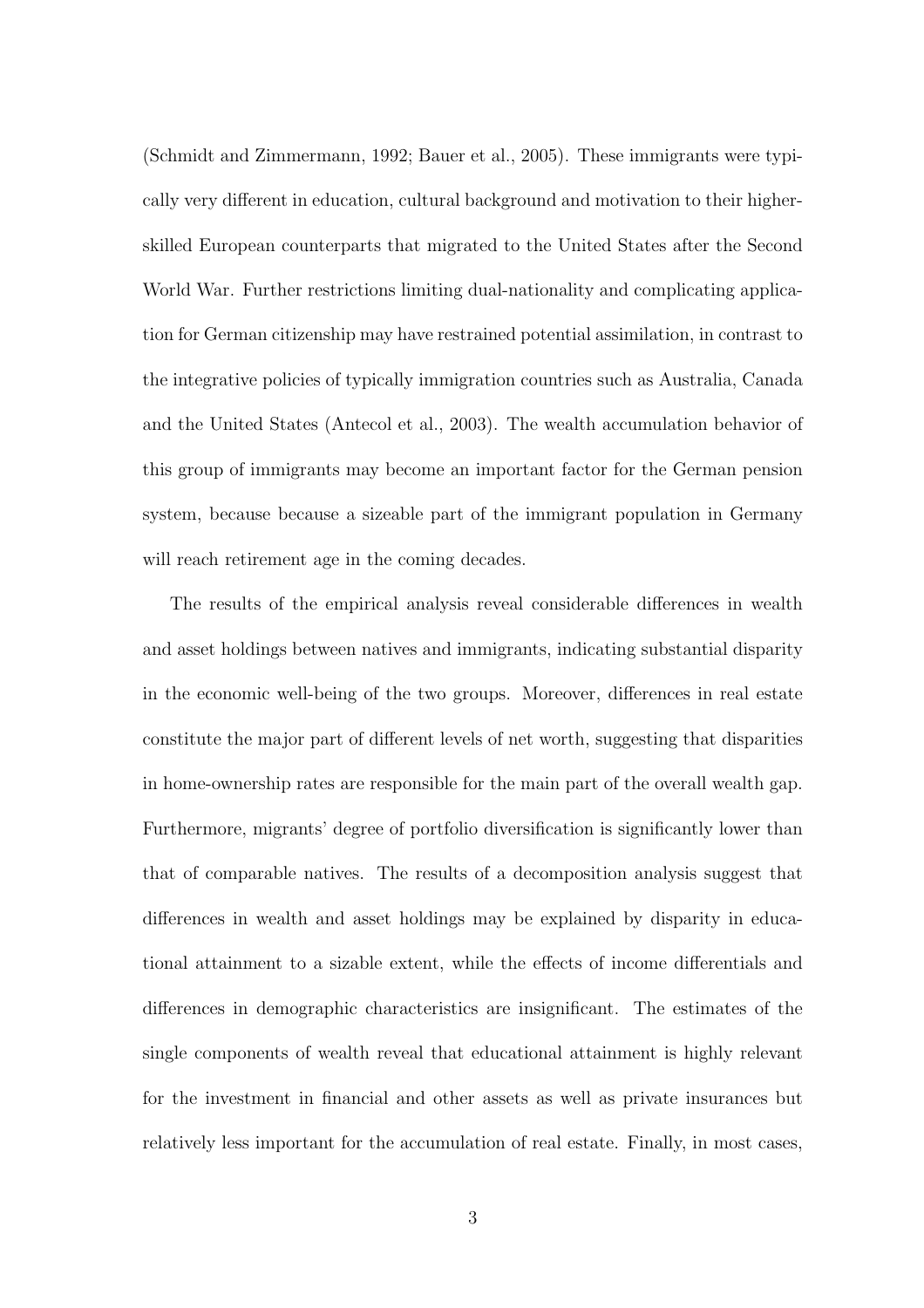(Schmidt and Zimmermann, 1992; Bauer et al., 2005). These immigrants were typically very different in education, cultural background and motivation to their higher-skilled European counterparts that migrated to the United States after the Second World War. Further restrictions limiting dual-nationality and complicating application for German citizenship may have restrained potential assimilation, in contrast to the integrative policies of typically immigration countries such as Australia, Canada and the United States (Antecol et al., 2003). The wealth accumulation behavior of this group of immigrants may become an important factor for the German pension system, because because a sizeable part of the immigrant population in Germany will reach retirement age in the coming decades.

The results of the empirical analysis reveal considerable differences in wealth and asset holdings between natives and immigrants, indicating substantial disparity in the economic well-being of the two groups. Moreover, differences in real estate constitute the major part of different levels of net worth, suggesting that disparities in home-ownership rates are responsible for the main part of the overall wealth gap. Furthermore, migrants' degree of portfolio diversification is significantly lower than that of comparable natives. The results of a decomposition analysis suggest that differences in wealth and asset holdings may be explained by disparity in educational attainment to a sizable extent, while the effects of income differentials and differences in demographic characteristics are insignificant. The estimates of the single components of wealth reveal that educational attainment is highly relevant for the investment in financial and other assets as well as private insurances but relatively less important for the accumulation of real estate. Finally, in most cases,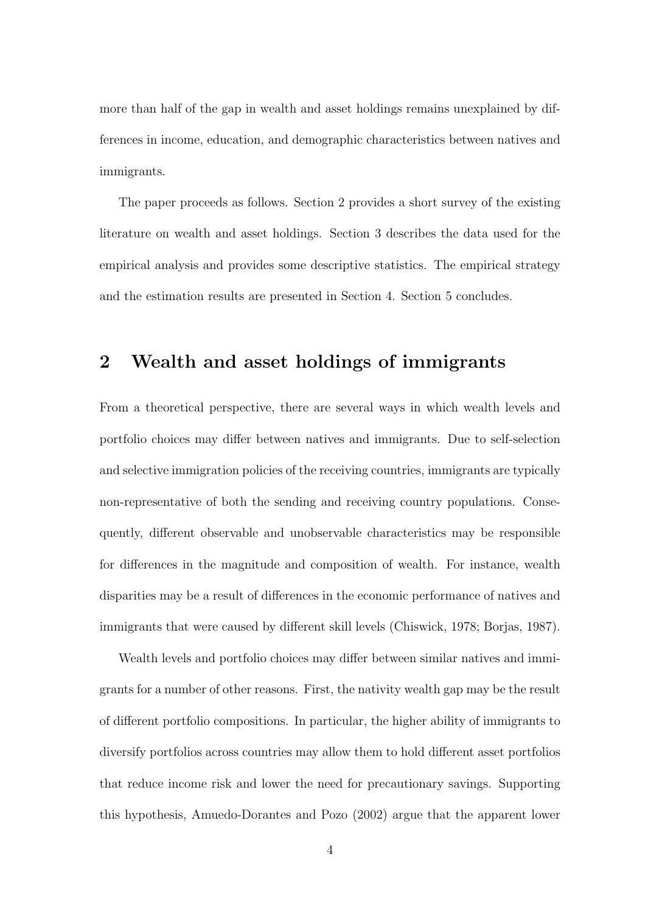more than half of the gap in wealth and asset holdings remains unexplained by differences in income, education, and demographic characteristics between natives and immigrants.

The paper proceeds as follows. Section 2 provides a short survey of the existing literature on wealth and asset holdings. Section 3 describes the data used for the empirical analysis and provides some descriptive statistics. The empirical strategy and the estimation results are presented in Section 4. Section 5 concludes.

## 2 Wealth and asset holdings of immigrants

From a theoretical perspective, there are several ways in which wealth levels and portfolio choices may differ between natives and immigrants. Due to self-selection and selective immigration policies of the receiving countries, immigrants are typically non-representative of both the sending and receiving country populations. Consequently, different observable and unobservable characteristics may be responsible for differences in the magnitude and composition of wealth. For instance, wealth disparities may be a result of differences in the economic performance of natives and immigrants that were caused by different skill levels (Chiswick, 1978; Borjas, 1987).

Wealth levels and portfolio choices may differ between similar natives and immigrants for a number of other reasons. First, the nativity wealth gap may be the result of different portfolio compositions. In particular, the higher ability of immigrants to diversify portfolios across countries may allow them to hold different asset portfolios that reduce income risk and lower the need for precautionary savings. Supporting this hypothesis, Amuedo-Dorantes and Pozo (2002) argue that the apparent lower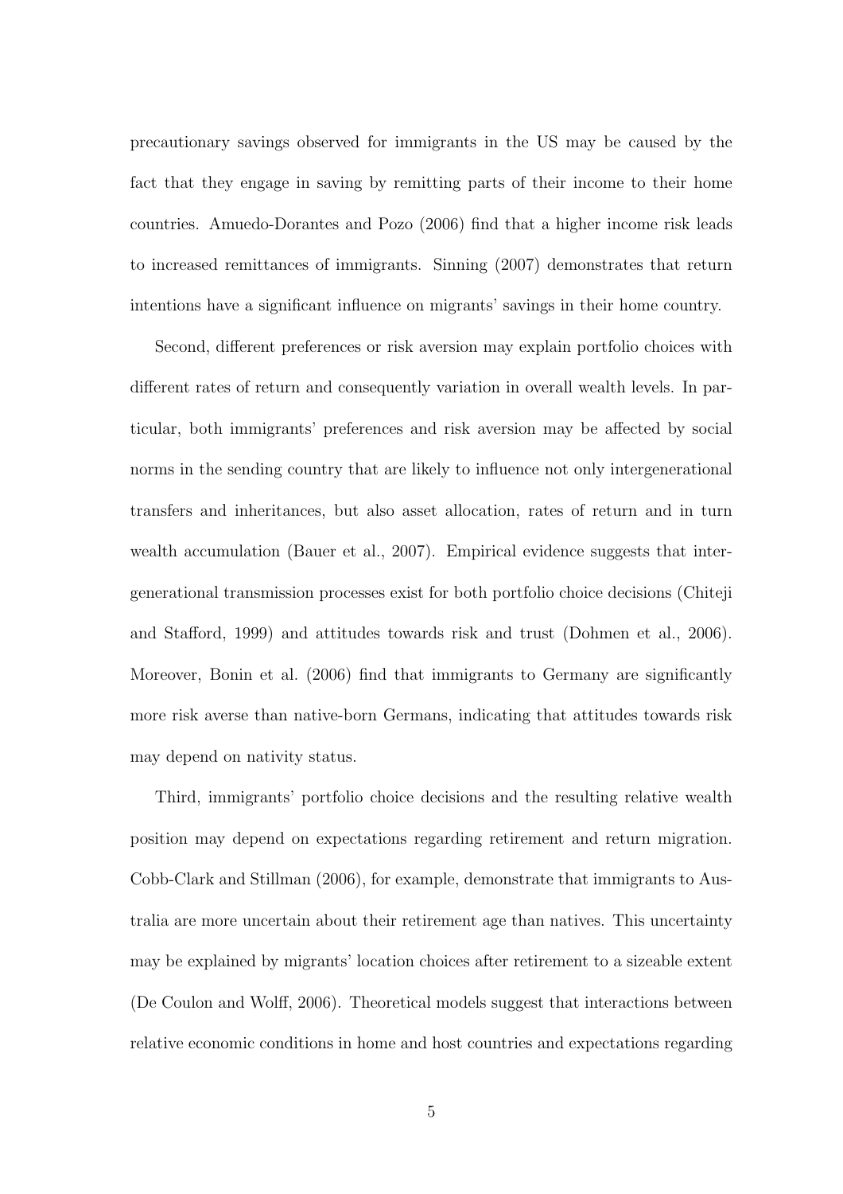precautionary savings observed for immigrants in the US may be caused by the fact that they engage in saving by remitting parts of their income to their home countries. Amuedo-Dorantes and Pozo (2006) find that a higher income risk leads to increased remittances of immigrants. Sinning (2007) demonstrates that return intentions have a significant influence on migrants' savings in their home country.

Second, different preferences or risk aversion may explain portfolio choices with different rates of return and consequently variation in overall wealth levels. In particular, both immigrants' preferences and risk aversion may be affected by social norms in the sending country that are likely to influence not only intergenerational transfers and inheritances, but also asset allocation, rates of return and in turn wealth accumulation (Bauer et al., 2007). Empirical evidence suggests that intergenerational transmission processes exist for both portfolio choice decisions (Chiteji and Stafford, 1999) and attitudes towards risk and trust (Dohmen et al., 2006). Moreover, Bonin et al. (2006) find that immigrants to Germany are significantly more risk averse than native-born Germans, indicating that attitudes towards risk may depend on nativity status.

Third, immigrants' portfolio choice decisions and the resulting relative wealth position may depend on expectations regarding retirement and return migration. Cobb-Clark and Stillman (2006), for example, demonstrate that immigrants to Australia are more uncertain about their retirement age than natives. This uncertainty may be explained by migrants' location choices after retirement to a sizeable extent (De Coulon and Wolff, 2006). Theoretical models suggest that interactions between relative economic conditions in home and host countries and expectations regarding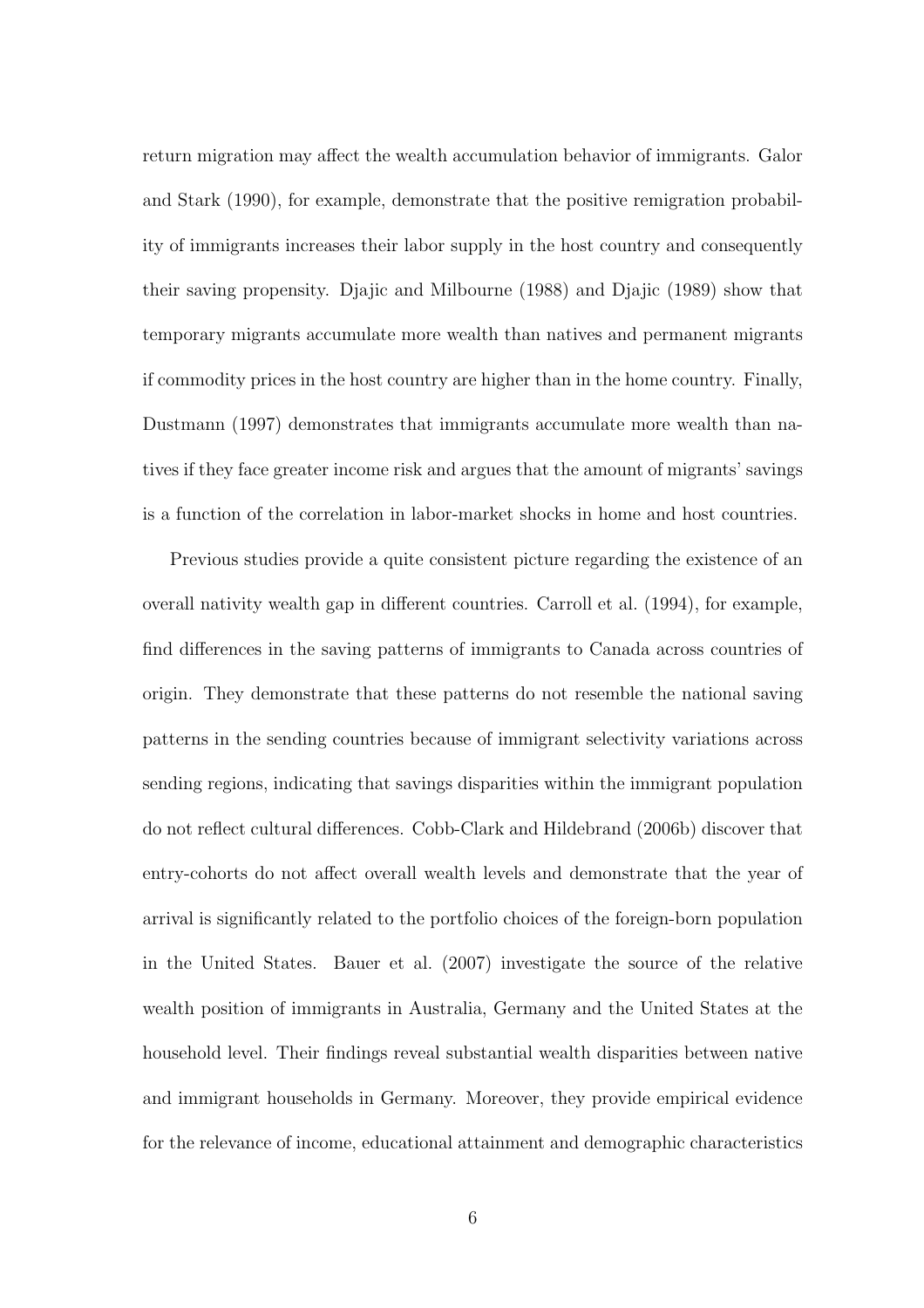return migration may affect the wealth accumulation behavior of immigrants. Galor and Stark (1990), for example, demonstrate that the positive remigration probability of immigrants increases their labor supply in the host country and consequently their saving propensity. Djajic and Milbourne (1988) and Djajic (1989) show that temporary migrants accumulate more wealth than natives and permanent migrants if commodity prices in the host country are higher than in the home country. Finally, Dustmann (1997) demonstrates that immigrants accumulate more wealth than natives if they face greater income risk and argues that the amount of migrants' savings is a function of the correlation in labor-market shocks in home and host countries.

Previous studies provide a quite consistent picture regarding the existence of an overall nativity wealth gap in different countries. Carroll et al. (1994), for example, find differences in the saving patterns of immigrants to Canada across countries of origin. They demonstrate that these patterns do not resemble the national saving patterns in the sending countries because of immigrant selectivity variations across sending regions, indicating that savings disparities within the immigrant population do not reflect cultural differences. Cobb-Clark and Hildebrand (2006b) discover that entry-cohorts do not affect overall wealth levels and demonstrate that the year of arrival is significantly related to the portfolio choices of the foreign-born population in the United States. Bauer et al. (2007) investigate the source of the relative wealth position of immigrants in Australia, Germany and the United States at the household level. Their findings reveal substantial wealth disparities between native and immigrant households in Germany. Moreover, they provide empirical evidence for the relevance of income, educational attainment and demographic characteristics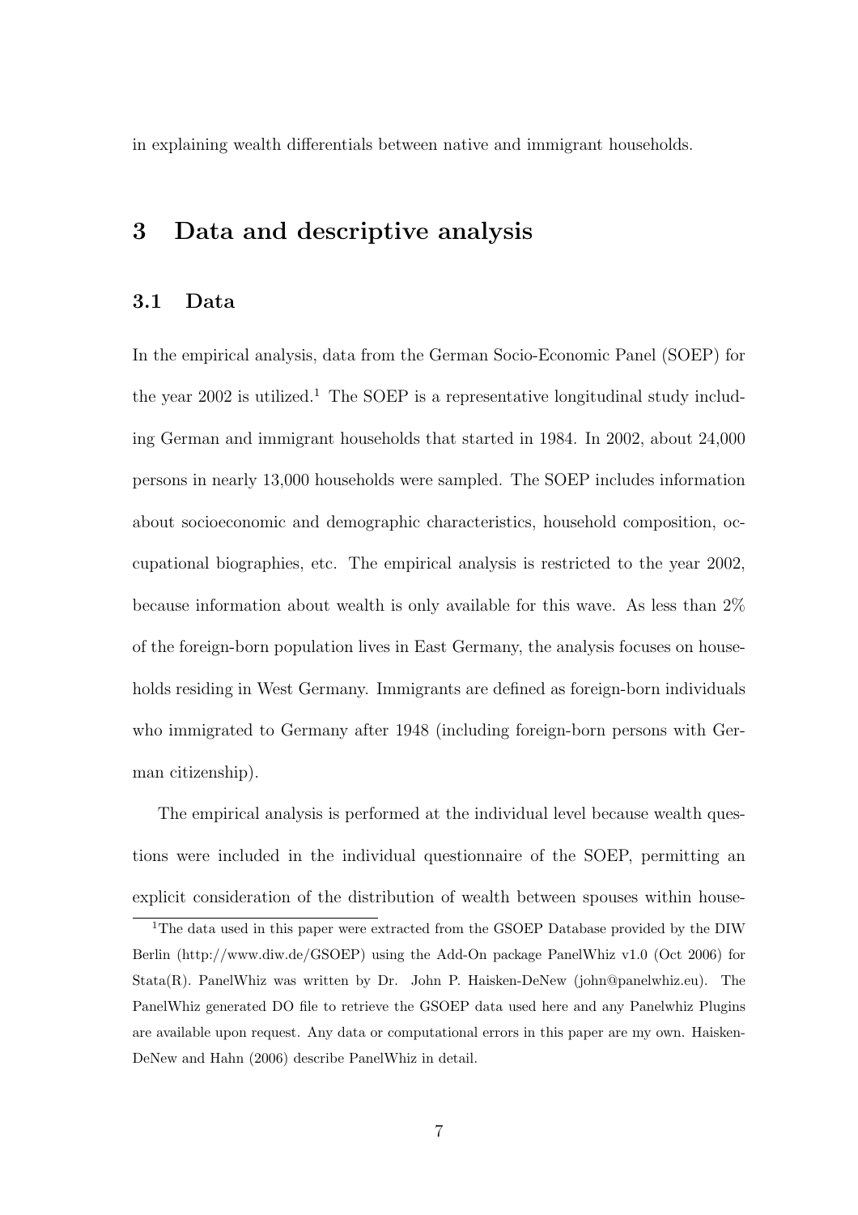in explaining wealth differentials between native and immigrant households.

## 3 Data and descriptive analysis

### 3.1 Data

In the empirical analysis, data from the German Socio-Economic Panel (SOEP) for the year 2002 is utilized.[1] The SOEP is a representative longitudinal study including German and immigrant households that started in 1984. In 2002, about 24,000 persons in nearly 13,000 households were sampled. The SOEP includes information about socioeconomic and demographic characteristics, household composition, occupational biographies, etc. The empirical analysis is restricted to the year 2002, because information about wealth is only available for this wave. As less than 2% of the foreign-born population lives in East Germany, the analysis focuses on households residing in West Germany. Immigrants are defined as foreign-born individuals who immigrated to Germany after 1948 (including foreign-born persons with German citizenship).

The empirical analysis is performed at the individual level because wealth questions were included in the individual questionnaire of the SOEP, permitting an explicit consideration of the distribution of wealth between spouses within house-

[1] The data used in this paper were extracted from the GSOEP Database provided by the DIW Berlin (http://www.diw.de/GSOEP) using the Add-On package PanelWhiz v1.0 (Oct 2006) for Stata(R). PanelWhiz was written by Dr. John P. Haisken-DeNew (john@panelwhiz.eu). The PanelWhiz generated DO file to retrieve the GSOEP data used here and any Panelwhiz Plugins are available upon request. Any data or computational errors in this paper are my own. Haisken-DeNew and Hahn (2006) describe PanelWhiz in detail.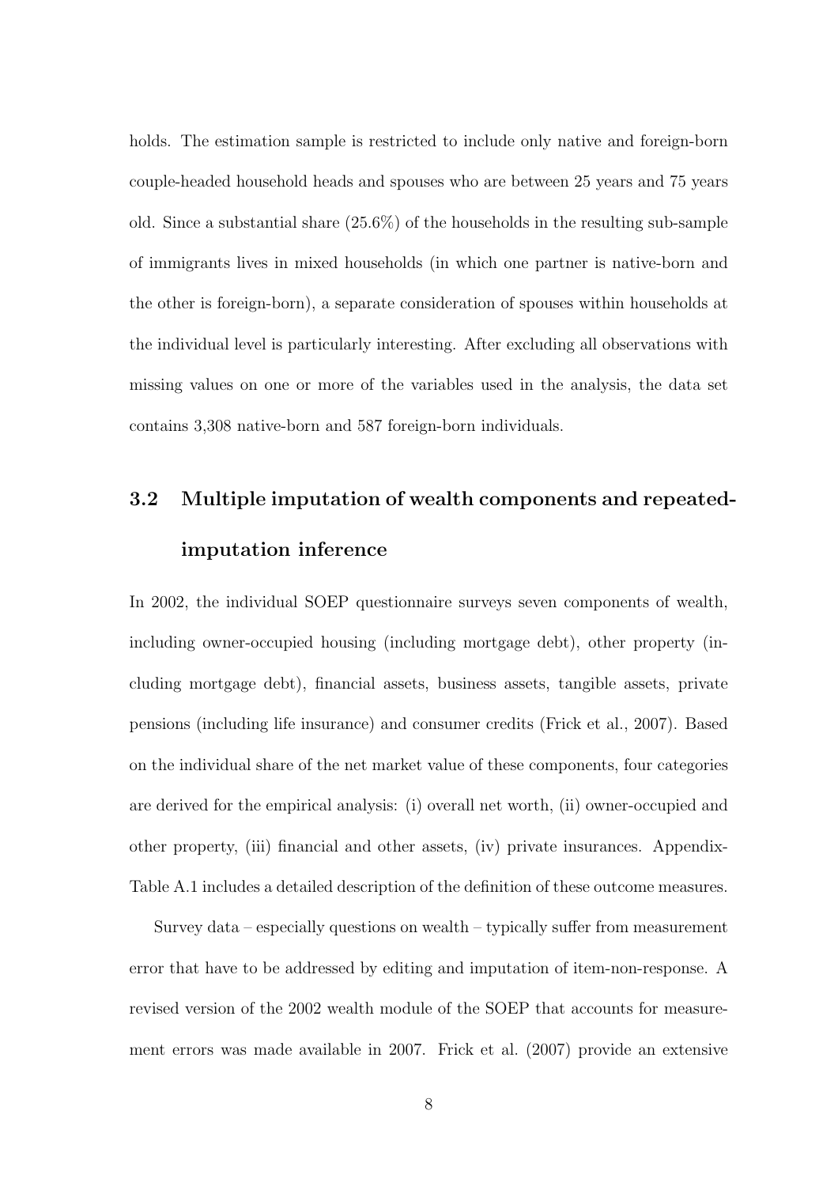holds. The estimation sample is restricted to include only native and foreign-born couple-headed household heads and spouses who are between 25 years and 75 years old. Since a substantial share (25.6%) of the households in the resulting sub-sample of immigrants lives in mixed households (in which one partner is native-born and the other is foreign-born), a separate consideration of spouses within households at the individual level is particularly interesting. After excluding all observations with missing values on one or more of the variables used in the analysis, the data set contains 3,308 native-born and 587 foreign-born individuals.

## 3.2 Multiple imputation of wealth components and repeated-imputation inference

In 2002, the individual SOEP questionnaire surveys seven components of wealth, including owner-occupied housing (including mortgage debt), other property (including mortgage debt), financial assets, business assets, tangible assets, private pensions (including life insurance) and consumer credits (Frick et al., 2007). Based on the individual share of the net market value of these components, four categories are derived for the empirical analysis: (i) overall net worth, (ii) owner-occupied and other property, (iii) financial and other assets, (iv) private insurances. Appendix-Table A.1 includes a detailed description of the definition of these outcome measures.

Survey data – especially questions on wealth – typically suffer from measurement error that have to be addressed by editing and imputation of item-non-response. A revised version of the 2002 wealth module of the SOEP that accounts for measurement errors was made available in 2007. Frick et al. (2007) provide an extensive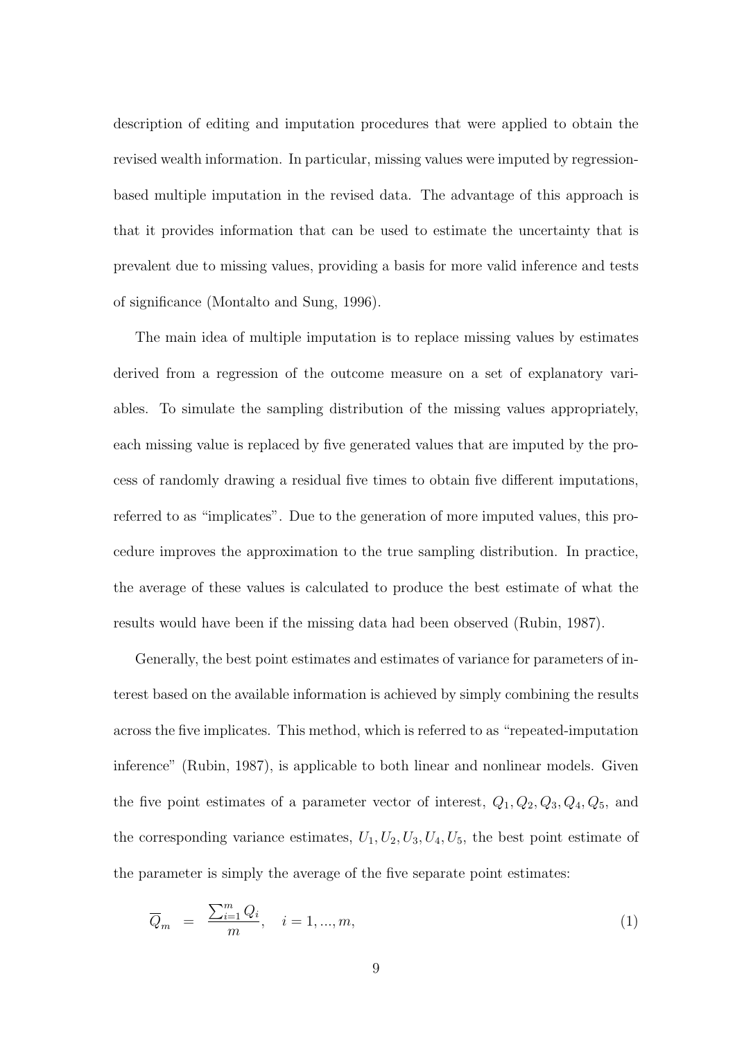description of editing and imputation procedures that were applied to obtain the revised wealth information. In particular, missing values were imputed by regression-based multiple imputation in the revised data. The advantage of this approach is that it provides information that can be used to estimate the uncertainty that is prevalent due to missing values, providing a basis for more valid inference and tests of significance (Montalto and Sung, 1996).

The main idea of multiple imputation is to replace missing values by estimates derived from a regression of the outcome measure on a set of explanatory variables. To simulate the sampling distribution of the missing values appropriately, each missing value is replaced by five generated values that are imputed by the process of randomly drawing a residual five times to obtain five different imputations, referred to as "implicates". Due to the generation of more imputed values, this procedure improves the approximation to the true sampling distribution. In practice, the average of these values is calculated to produce the best estimate of what the results would have been if the missing data had been observed (Rubin, 1987).

Generally, the best point estimates and estimates of variance for parameters of interest based on the available information is achieved by simply combining the results across the five implicates. This method, which is referred to as "repeated-imputation inference" (Rubin, 1987), is applicable to both linear and nonlinear models. Given the five point estimates of a parameter vector of interest, $Q_1, Q_2, Q_3, Q_4, Q_5$, and the corresponding variance estimates, $U_1, U_2, U_3, U_4, U_5$, the best point estimate of the parameter is simply the average of the five separate point estimates:

$$\overline{Q}_m = \frac{\sum_{i=1}^{m} Q_i}{m}, \quad i = 1, ..., m, \tag{1}$$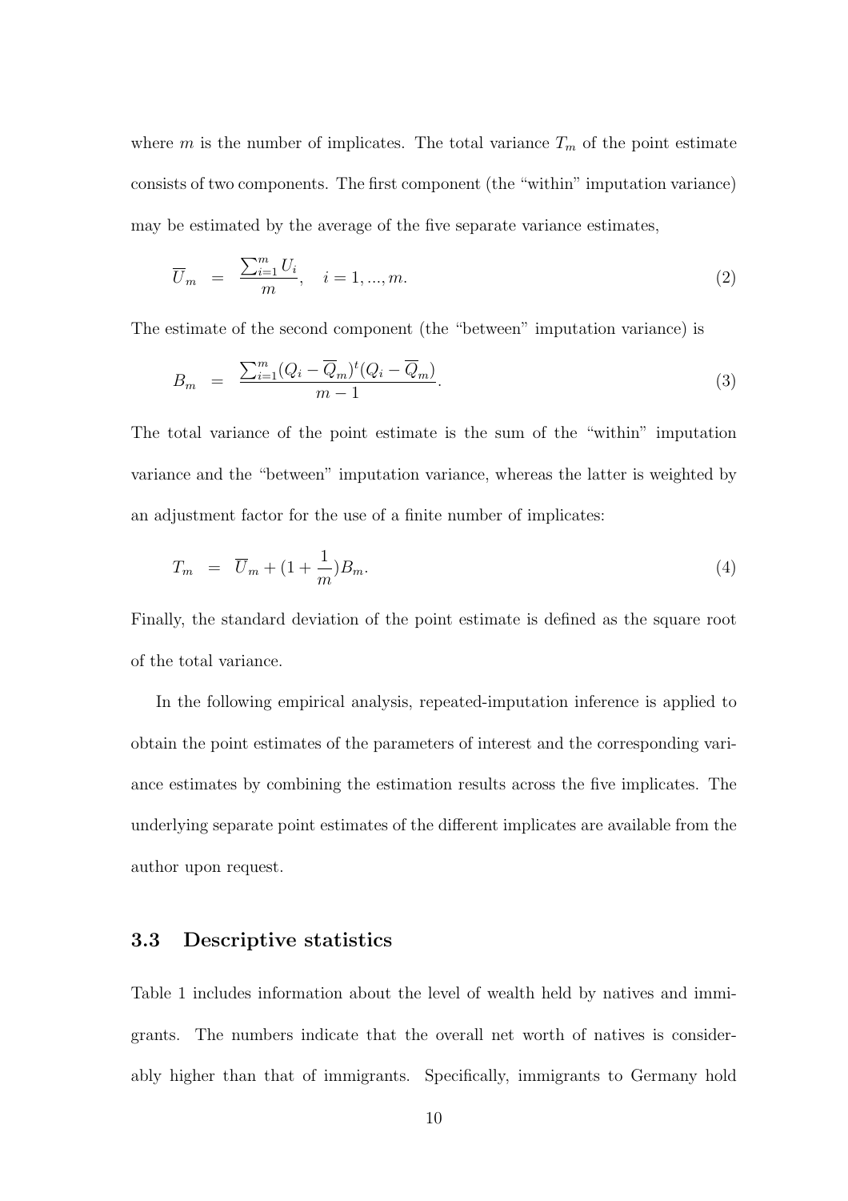where $m$ is the number of implicates. The total variance $T_m$ of the point estimate consists of two components. The first component (the "within" imputation variance) may be estimated by the average of the five separate variance estimates,

$$\overline{U}_m \;=\; \frac{\sum_{i=1}^{m} U_i}{m}, \quad i = 1, ..., m. \tag{2}$$

The estimate of the second component (the "between" imputation variance) is

$$B_m \;=\; \frac{\sum_{i=1}^{m} (Q_i - \overline{Q}_m)^t (Q_i - \overline{Q}_m)}{m-1}. \tag{3}$$

The total variance of the point estimate is the sum of the "within" imputation variance and the "between" imputation variance, whereas the latter is weighted by an adjustment factor for the use of a finite number of implicates:

$$T_m \;=\; \overline{U}_m + (1 + \frac{1}{m}) B_m. \tag{4}$$

Finally, the standard deviation of the point estimate is defined as the square root of the total variance.

In the following empirical analysis, repeated-imputation inference is applied to obtain the point estimates of the parameters of interest and the corresponding variance estimates by combining the estimation results across the five implicates. The underlying separate point estimates of the different implicates are available from the author upon request.

### 3.3 Descriptive statistics

Table 1 includes information about the level of wealth held by natives and immigrants. The numbers indicate that the overall net worth of natives is considerably higher than that of immigrants. Specifically, immigrants to Germany hold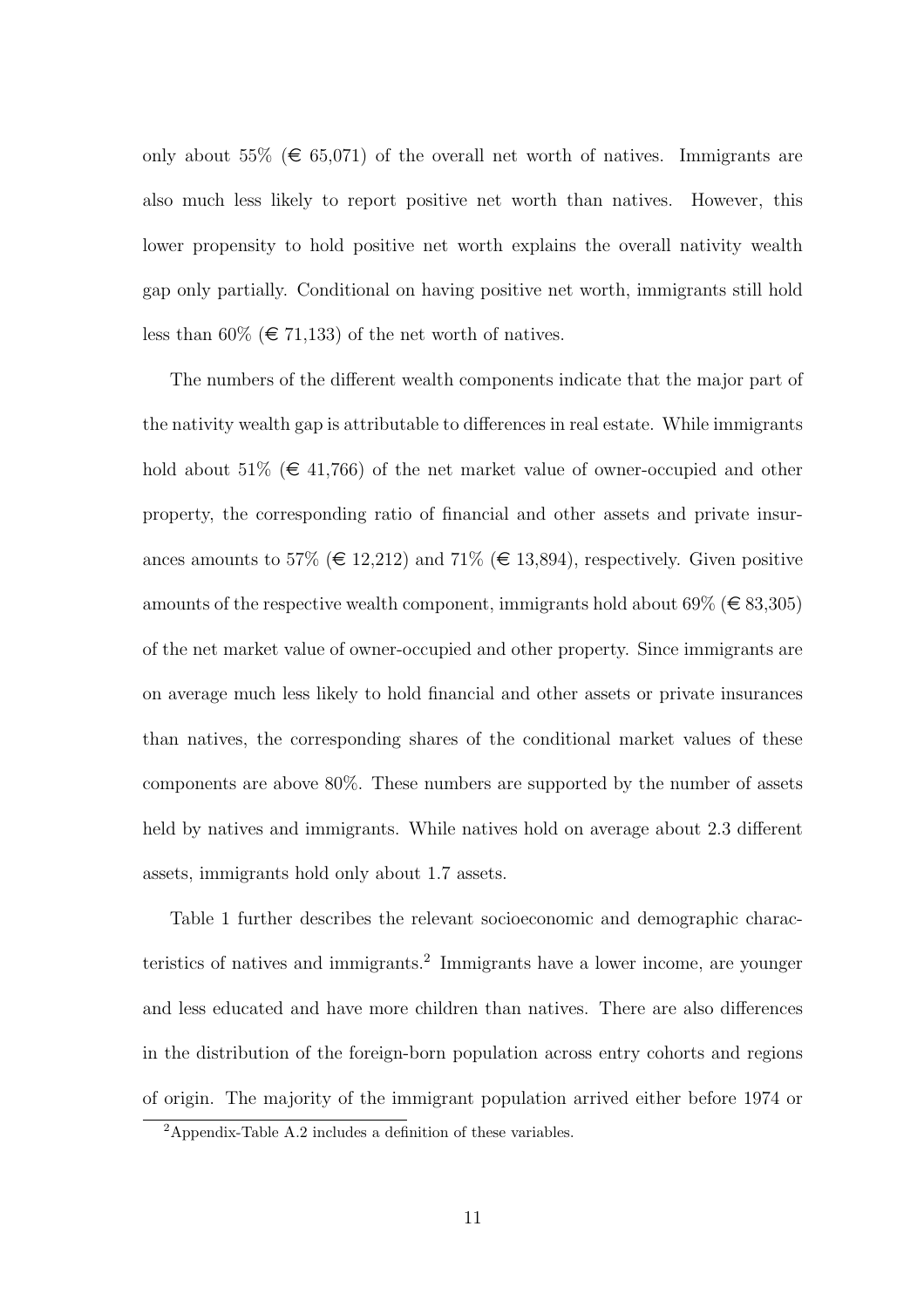only about 55% (€ 65,071) of the overall net worth of natives. Immigrants are also much less likely to report positive net worth than natives. However, this lower propensity to hold positive net worth explains the overall nativity wealth gap only partially. Conditional on having positive net worth, immigrants still hold less than 60% (€ 71,133) of the net worth of natives.

The numbers of the different wealth components indicate that the major part of the nativity wealth gap is attributable to differences in real estate. While immigrants hold about 51% (€ 41,766) of the net market value of owner-occupied and other property, the corresponding ratio of financial and other assets and private insurances amounts to 57% (€ 12,212) and 71% (€ 13,894), respectively. Given positive amounts of the respective wealth component, immigrants hold about 69% (€ 83,305) of the net market value of owner-occupied and other property. Since immigrants are on average much less likely to hold financial and other assets or private insurances than natives, the corresponding shares of the conditional market values of these components are above 80%. These numbers are supported by the number of assets held by natives and immigrants. While natives hold on average about 2.3 different assets, immigrants hold only about 1.7 assets.

Table 1 further describes the relevant socioeconomic and demographic characteristics of natives and immigrants.[2] Immigrants have a lower income, are younger and less educated and have more children than natives. There are also differences in the distribution of the foreign-born population across entry cohorts and regions of origin. The majority of the immigrant population arrived either before 1974 or

[2] Appendix-Table A.2 includes a definition of these variables.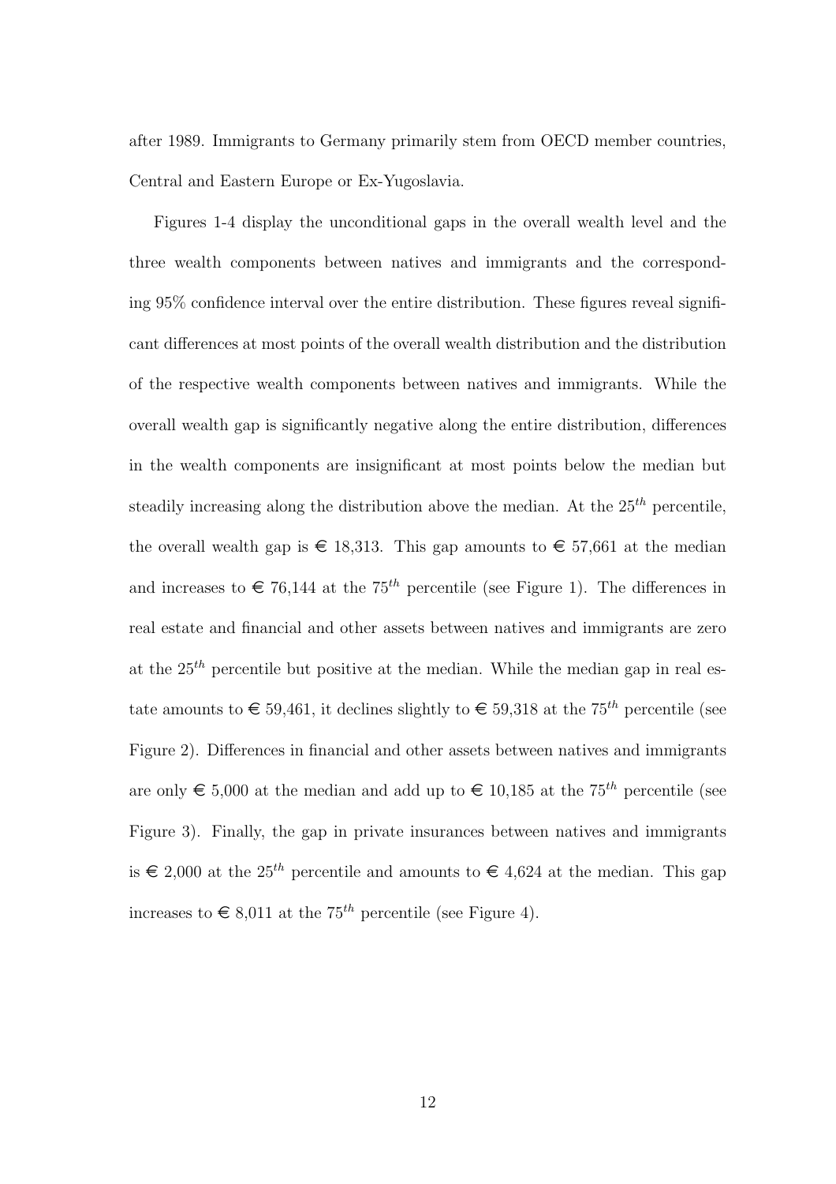after 1989. Immigrants to Germany primarily stem from OECD member countries, Central and Eastern Europe or Ex-Yugoslavia.

Figures 1-4 display the unconditional gaps in the overall wealth level and the three wealth components between natives and immigrants and the corresponding 95% confidence interval over the entire distribution. These figures reveal significant differences at most points of the overall wealth distribution and the distribution of the respective wealth components between natives and immigrants. While the overall wealth gap is significantly negative along the entire distribution, differences in the wealth components are insignificant at most points below the median but steadily increasing along the distribution above the median. At the $25^{th}$ percentile, the overall wealth gap is € 18,313. This gap amounts to € 57,661 at the median and increases to € 76,144 at the $75^{th}$ percentile (see Figure 1). The differences in real estate and financial and other assets between natives and immigrants are zero at the $25^{th}$ percentile but positive at the median. While the median gap in real estate amounts to € 59,461, it declines slightly to € 59,318 at the $75^{th}$ percentile (see Figure 2). Differences in financial and other assets between natives and immigrants are only € 5,000 at the median and add up to € 10,185 at the $75^{th}$ percentile (see Figure 3). Finally, the gap in private insurances between natives and immigrants is € 2,000 at the $25^{th}$ percentile and amounts to € 4,624 at the median. This gap increases to € 8,011 at the $75^{th}$ percentile (see Figure 4).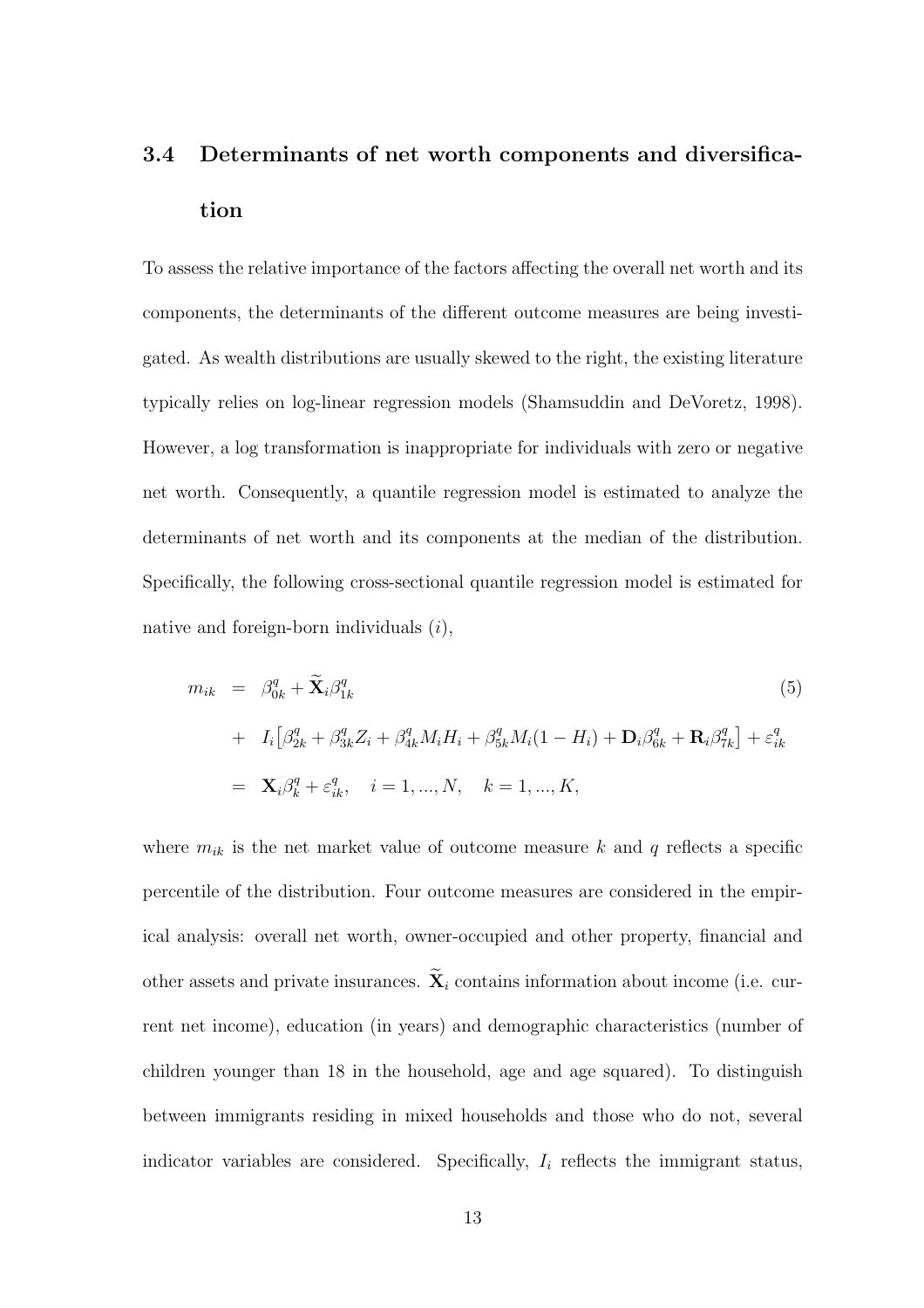### 3.4 Determinants of net worth components and diversification

To assess the relative importance of the factors affecting the overall net worth and its components, the determinants of the different outcome measures are being investigated. As wealth distributions are usually skewed to the right, the existing literature typically relies on log-linear regression models (Shamsuddin and DeVoretz, 1998). However, a log transformation is inappropriate for individuals with zero or negative net worth. Consequently, a quantile regression model is estimated to analyze the determinants of net worth and its components at the median of the distribution. Specifically, the following cross-sectional quantile regression model is estimated for native and foreign-born individuals ($i$),

$$
\begin{aligned}
m_{ik} &= \beta^q_{0k} + \widetilde{\mathbf{X}}_i \beta^q_{1k} \qquad (5) \\
&+ I_i \big[ \beta^q_{2k} + \beta^q_{3k} Z_i + \beta^q_{4k} M_i H_i + \beta^q_{5k} M_i (1 - H_i) + \mathbf{D}_i \beta^q_{6k} + \mathbf{R}_i \beta^q_{7k} \big] + \varepsilon^q_{ik} \\
&= \mathbf{X}_i \beta^q_k + \varepsilon^q_{ik}, \quad i = 1, ..., N, \quad k = 1, ..., K,
\end{aligned}
$$

where $m_{ik}$ is the net market value of outcome measure $k$ and $q$ reflects a specific percentile of the distribution. Four outcome measures are considered in the empirical analysis: overall net worth, owner-occupied and other property, financial and other assets and private insurances. $\widetilde{\mathbf{X}}_i$ contains information about income (i.e. current net income), education (in years) and demographic characteristics (number of children younger than 18 in the household, age and age squared). To distinguish between immigrants residing in mixed households and those who do not, several indicator variables are considered. Specifically, $I_i$ reflects the immigrant status,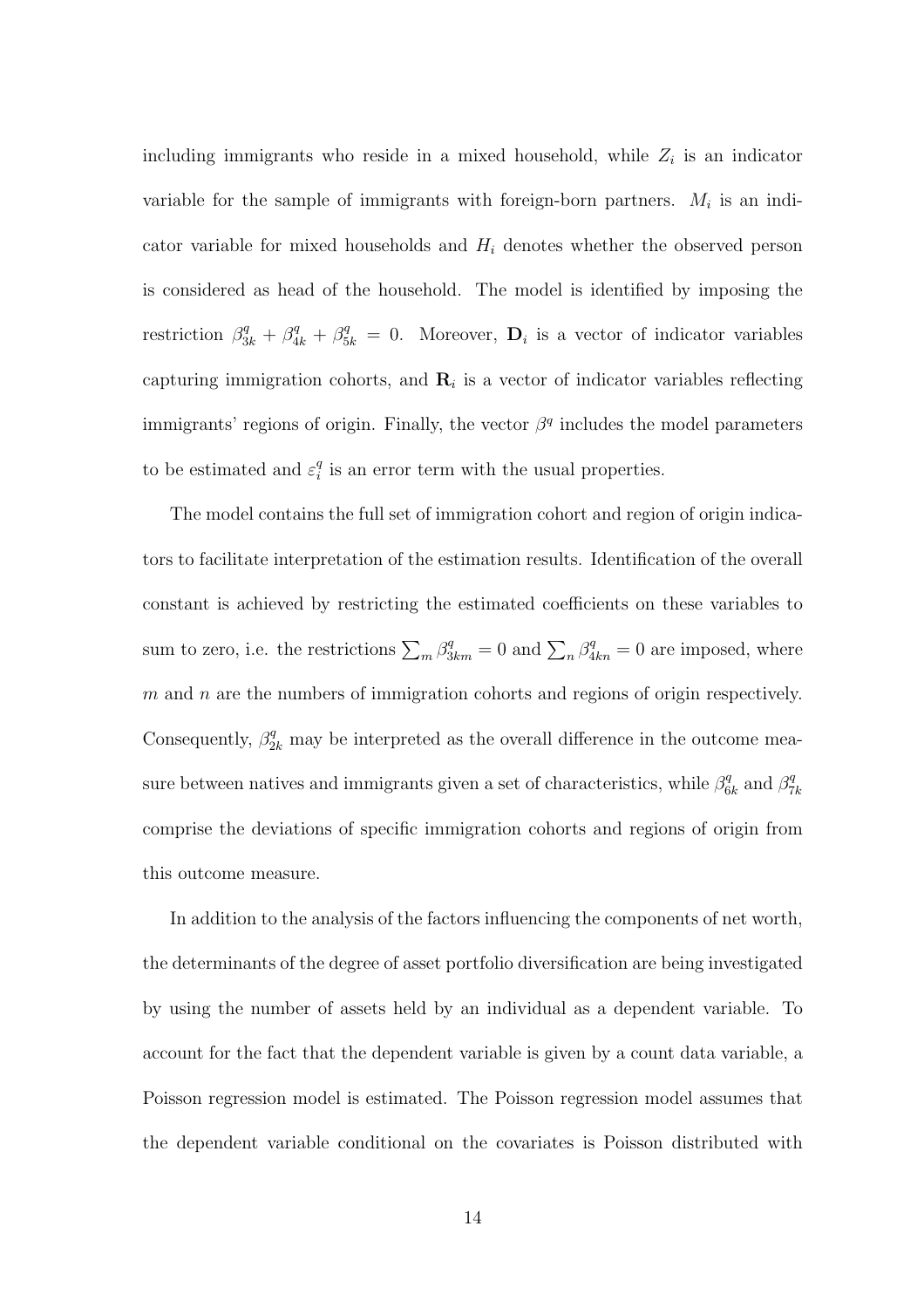including immigrants who reside in a mixed household, while $Z_i$ is an indicator variable for the sample of immigrants with foreign-born partners. $M_i$ is an indicator variable for mixed households and $H_i$ denotes whether the observed person is considered as head of the household. The model is identified by imposing the restriction $\beta^q_{3k} + \beta^q_{4k} + \beta^q_{5k} = 0$. Moreover, $\mathbf{D}_i$ is a vector of indicator variables capturing immigration cohorts, and $\mathbf{R}_i$ is a vector of indicator variables reflecting immigrants' regions of origin. Finally, the vector $\beta^q$ includes the model parameters to be estimated and $\varepsilon^q_i$ is an error term with the usual properties.

The model contains the full set of immigration cohort and region of origin indicators to facilitate interpretation of the estimation results. Identification of the overall constant is achieved by restricting the estimated coefficients on these variables to sum to zero, i.e. the restrictions $\sum_m \beta^q_{3km} = 0$ and $\sum_n \beta^q_{4kn} = 0$ are imposed, where $m$ and $n$ are the numbers of immigration cohorts and regions of origin respectively. Consequently, $\beta^q_{2k}$ may be interpreted as the overall difference in the outcome measure between natives and immigrants given a set of characteristics, while $\beta^q_{6k}$ and $\beta^q_{7k}$ comprise the deviations of specific immigration cohorts and regions of origin from this outcome measure.

In addition to the analysis of the factors influencing the components of net worth, the determinants of the degree of asset portfolio diversification are being investigated by using the number of assets held by an individual as a dependent variable. To account for the fact that the dependent variable is given by a count data variable, a Poisson regression model is estimated. The Poisson regression model assumes that the dependent variable conditional on the covariates is Poisson distributed with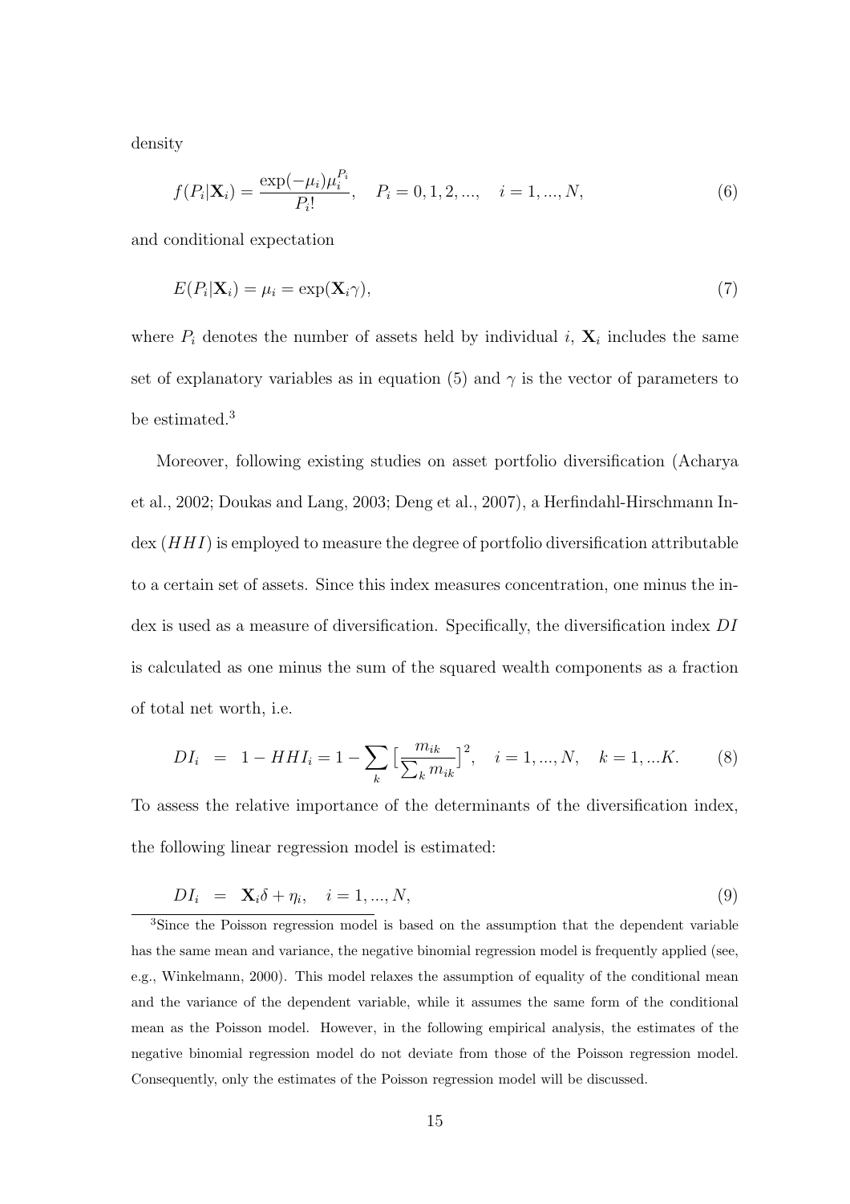density

$$f(P_i|\mathbf{X}_i) = \frac{\exp(-\mu_i)\mu_i^{P_i}}{P_i!}, \quad P_i = 0, 1, 2, ..., \quad i = 1, ..., N, \tag{6}$$

and conditional expectation

$$E(P_i|\mathbf{X}_i) = \mu_i = \exp(\mathbf{X}_i\gamma), \tag{7}$$

where $P_i$ denotes the number of assets held by individual $i$, $\mathbf{X}_i$ includes the same set of explanatory variables as in equation (5) and $\gamma$ is the vector of parameters to be estimated.[3]

Moreover, following existing studies on asset portfolio diversification (Acharya et al., 2002; Doukas and Lang, 2003; Deng et al., 2007), a Herfindahl-Hirschmann Index ($HHI$) is employed to measure the degree of portfolio diversification attributable to a certain set of assets. Since this index measures concentration, one minus the index is used as a measure of diversification. Specifically, the diversification index $DI$ is calculated as one minus the sum of the squared wealth components as a fraction of total net worth, i.e.

$$DI_i \;\; = \;\; 1 - HHI_i = 1 - \sum_k \big[\frac{m_{ik}}{\sum_k m_{ik}}\big]^2, \quad i = 1, ..., N, \quad k = 1, ...K. \tag{8}$$

To assess the relative importance of the determinants of the diversification index, the following linear regression model is estimated:

$$DI_i \;\; = \;\; \mathbf{X}_i\delta + \eta_i, \quad i = 1, ..., N, \tag{9}$$

[3] Since the Poisson regression model is based on the assumption that the dependent variable has the same mean and variance, the negative binomial regression model is frequently applied (see, e.g., Winkelmann, 2000). This model relaxes the assumption of equality of the conditional mean and the variance of the dependent variable, while it assumes the same form of the conditional mean as the Poisson model. However, in the following empirical analysis, the estimates of the negative binomial regression model do not deviate from those of the Poisson regression model. Consequently, only the estimates of the Poisson regression model will be discussed.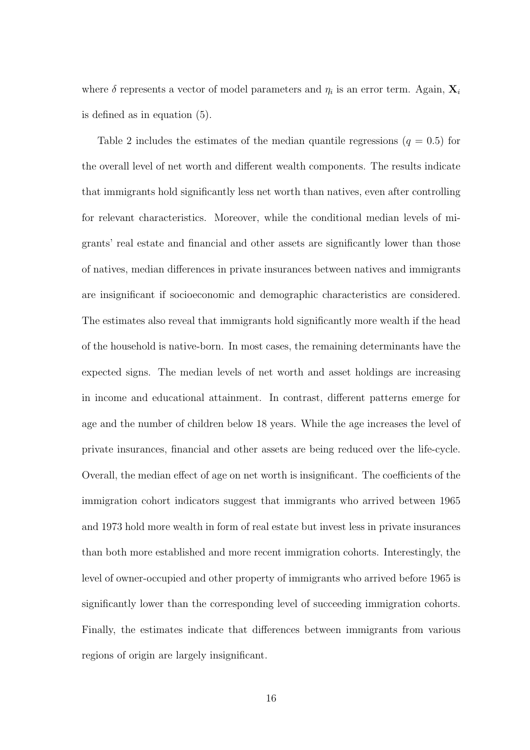where $\delta$ represents a vector of model parameters and $\eta_i$ is an error term. Again, $\mathbf{X}_i$ is defined as in equation (5).

Table 2 includes the estimates of the median quantile regressions ($q = 0.5$) for the overall level of net worth and different wealth components. The results indicate that immigrants hold significantly less net worth than natives, even after controlling for relevant characteristics. Moreover, while the conditional median levels of migrants' real estate and financial and other assets are significantly lower than those of natives, median differences in private insurances between natives and immigrants are insignificant if socioeconomic and demographic characteristics are considered. The estimates also reveal that immigrants hold significantly more wealth if the head of the household is native-born. In most cases, the remaining determinants have the expected signs. The median levels of net worth and asset holdings are increasing in income and educational attainment. In contrast, different patterns emerge for age and the number of children below 18 years. While the age increases the level of private insurances, financial and other assets are being reduced over the life-cycle. Overall, the median effect of age on net worth is insignificant. The coefficients of the immigration cohort indicators suggest that immigrants who arrived between 1965 and 1973 hold more wealth in form of real estate but invest less in private insurances than both more established and more recent immigration cohorts. Interestingly, the level of owner-occupied and other property of immigrants who arrived before 1965 is significantly lower than the corresponding level of succeeding immigration cohorts. Finally, the estimates indicate that differences between immigrants from various regions of origin are largely insignificant.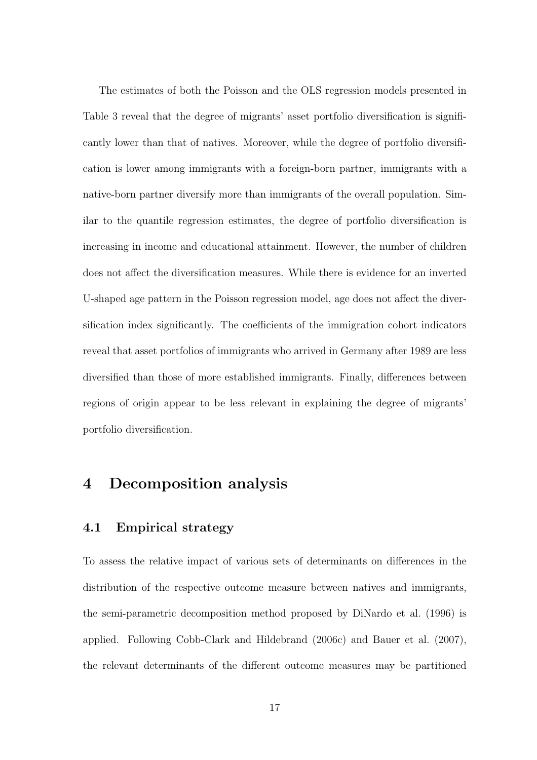The estimates of both the Poisson and the OLS regression models presented in Table 3 reveal that the degree of migrants' asset portfolio diversification is significantly lower than that of natives. Moreover, while the degree of portfolio diversification is lower among immigrants with a foreign-born partner, immigrants with a native-born partner diversify more than immigrants of the overall population. Similar to the quantile regression estimates, the degree of portfolio diversification is increasing in income and educational attainment. However, the number of children does not affect the diversification measures. While there is evidence for an inverted U-shaped age pattern in the Poisson regression model, age does not affect the diversification index significantly. The coefficients of the immigration cohort indicators reveal that asset portfolios of immigrants who arrived in Germany after 1989 are less diversified than those of more established immigrants. Finally, differences between regions of origin appear to be less relevant in explaining the degree of migrants' portfolio diversification.

# 4 Decomposition analysis

## 4.1 Empirical strategy

To assess the relative impact of various sets of determinants on differences in the distribution of the respective outcome measure between natives and immigrants, the semi-parametric decomposition method proposed by DiNardo et al. (1996) is applied. Following Cobb-Clark and Hildebrand (2006c) and Bauer et al. (2007), the relevant determinants of the different outcome measures may be partitioned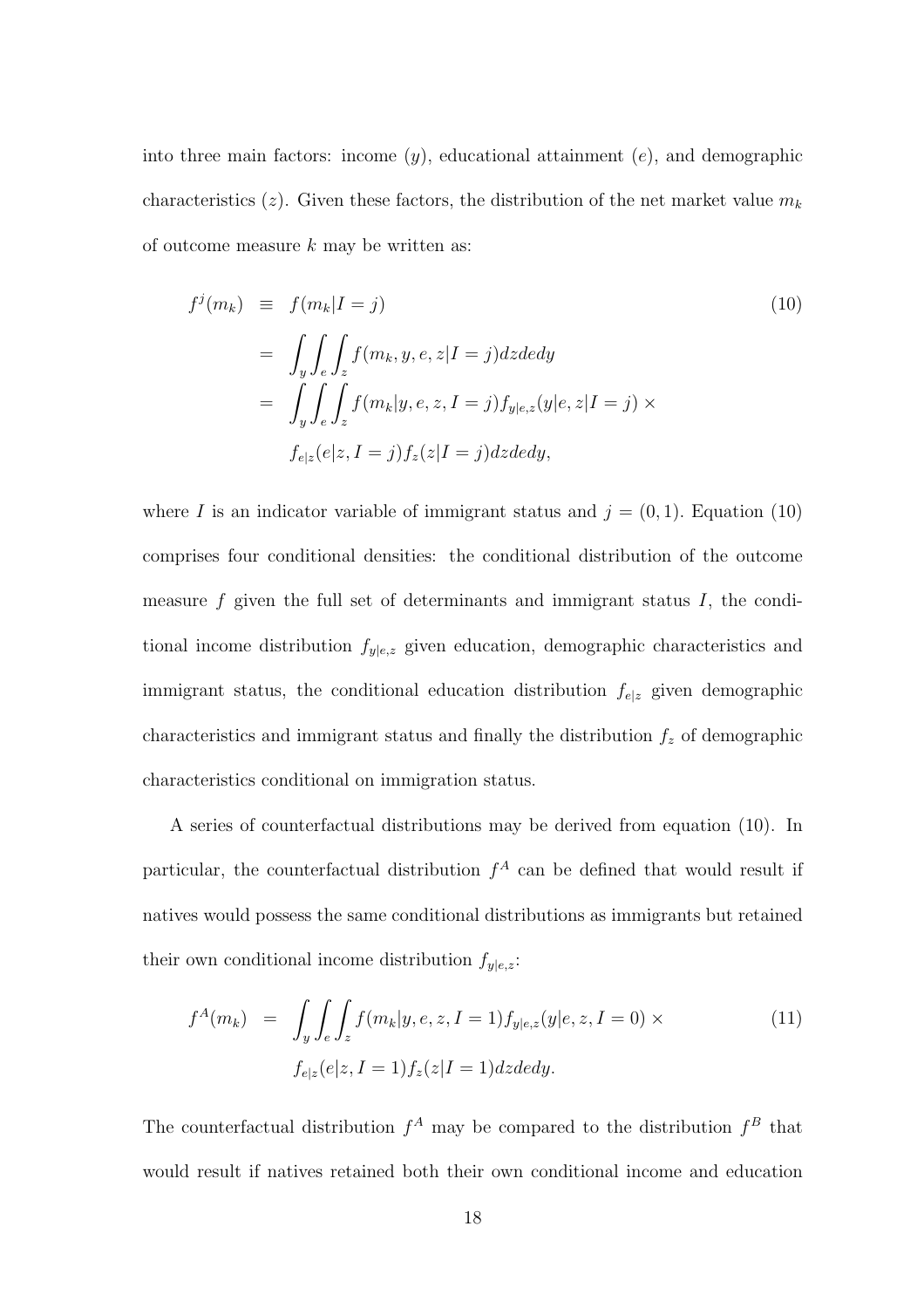into three main factors: income ($y$), educational attainment ($e$), and demographic characteristics ($z$). Given these factors, the distribution of the net market value $m_k$ of outcome measure $k$ may be written as:

$$
\begin{aligned}
f^j(m_k) &\equiv f(m_k|I=j) \qquad (10)\\
&= \int_y \int_e \int_z f(m_k, y, e, z|I=j) dz de dy \\
&= \int_y \int_e \int_z f(m_k|y, e, z, I=j) f_{y|e,z}(y|e, z|I=j) \times \\
&\quad f_{e|z}(e|z, I=j) f_z(z|I=j) dz de dy,
\end{aligned}
$$

where $I$ is an indicator variable of immigrant status and $j = (0, 1)$. Equation (10) comprises four conditional densities: the conditional distribution of the outcome measure $f$ given the full set of determinants and immigrant status $I$, the conditional income distribution $f_{y|e,z}$ given education, demographic characteristics and immigrant status, the conditional education distribution $f_{e|z}$ given demographic characteristics and immigrant status and finally the distribution $f_z$ of demographic characteristics conditional on immigration status.

A series of counterfactual distributions may be derived from equation (10). In particular, the counterfactual distribution $f^A$ can be defined that would result if natives would possess the same conditional distributions as immigrants but retained their own conditional income distribution $f_{y|e,z}$:

$$
\begin{aligned}
f^A(m_k) &= \int_y \int_e \int_z f(m_k|y, e, z, I=1) f_{y|e,z}(y|e, z, I=0) \times \qquad (11)\\
&\quad f_{e|z}(e|z, I=1) f_z(z|I=1) dz de dy.
\end{aligned}
$$

The counterfactual distribution $f^A$ may be compared to the distribution $f^B$ that would result if natives retained both their own conditional income and education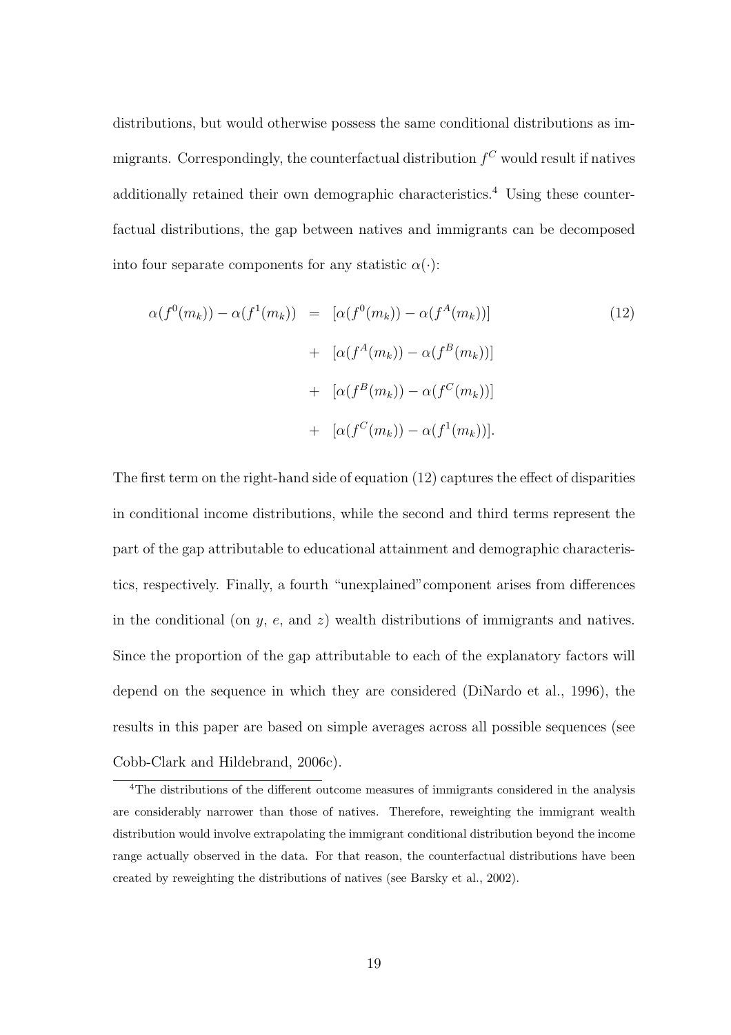distributions, but would otherwise possess the same conditional distributions as immigrants. Correspondingly, the counterfactual distribution $f^C$ would result if natives additionally retained their own demographic characteristics.[4] Using these counterfactual distributions, the gap between natives and immigrants can be decomposed into four separate components for any statistic $\alpha(\cdot)$:

$$
\begin{aligned}
\alpha(f^0(m_k)) - \alpha(f^1(m_k)) &= [\alpha(f^0(m_k)) - \alpha(f^A(m_k))] \\
&+ [\alpha(f^A(m_k)) - \alpha(f^B(m_k))] \\
&+ [\alpha(f^B(m_k)) - \alpha(f^C(m_k))] \\
&+ [\alpha(f^C(m_k)) - \alpha(f^1(m_k))].
\end{aligned} \tag{12}
$$

The first term on the right-hand side of equation (12) captures the effect of disparities in conditional income distributions, while the second and third terms represent the part of the gap attributable to educational attainment and demographic characteristics, respectively. Finally, a fourth "unexplained" component arises from differences in the conditional (on $y$, $e$, and $z$) wealth distributions of immigrants and natives. Since the proportion of the gap attributable to each of the explanatory factors will depend on the sequence in which they are considered (DiNardo et al., 1996), the results in this paper are based on simple averages across all possible sequences (see Cobb-Clark and Hildebrand, 2006c).

[4] The distributions of the different outcome measures of immigrants considered in the analysis are considerably narrower than those of natives. Therefore, reweighting the immigrant wealth distribution would involve extrapolating the immigrant conditional distribution beyond the income range actually observed in the data. For that reason, the counterfactual distributions have been created by reweighting the distributions of natives (see Barsky et al., 2002).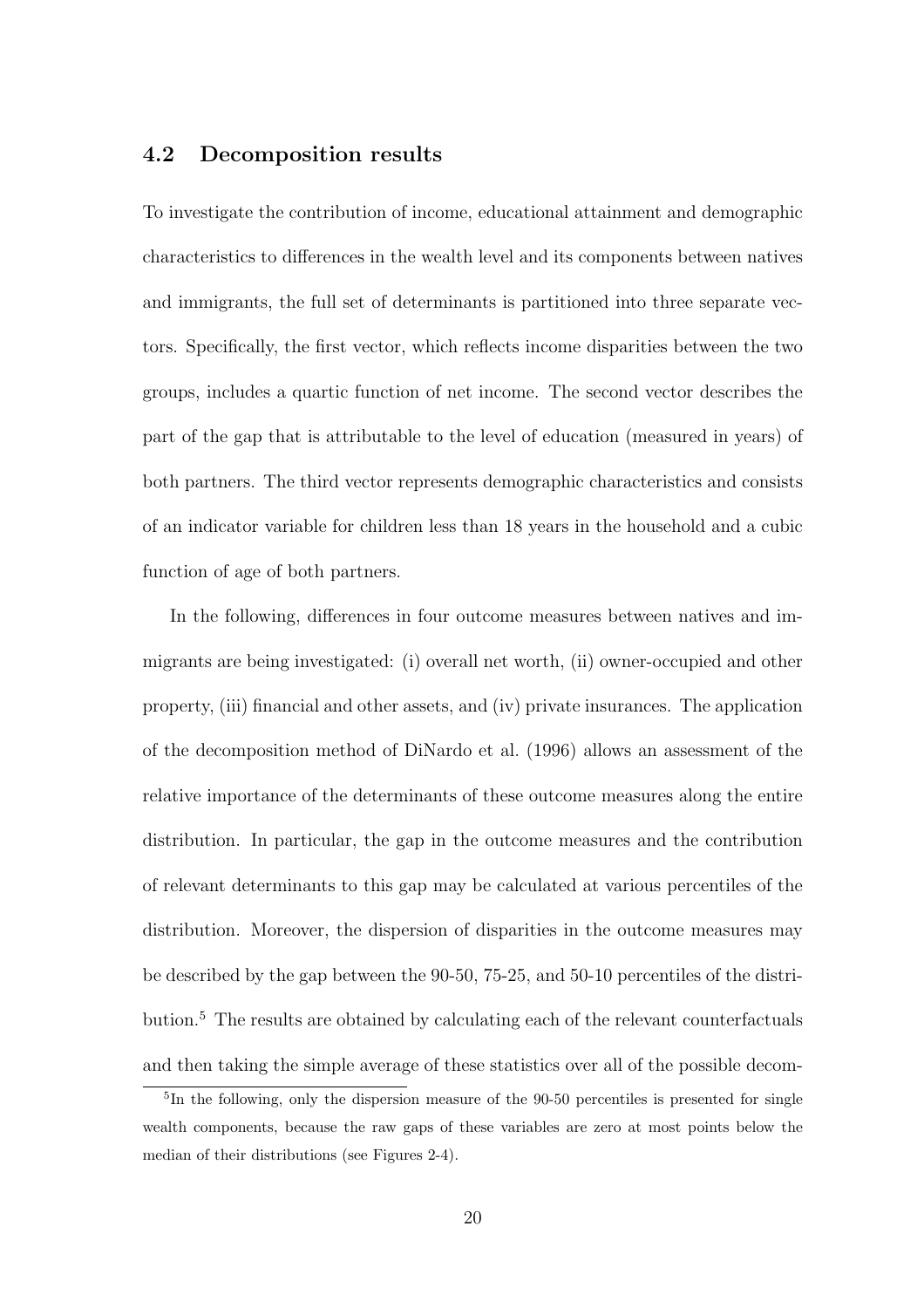### 4.2 Decomposition results

To investigate the contribution of income, educational attainment and demographic characteristics to differences in the wealth level and its components between natives and immigrants, the full set of determinants is partitioned into three separate vectors. Specifically, the first vector, which reflects income disparities between the two groups, includes a quartic function of net income. The second vector describes the part of the gap that is attributable to the level of education (measured in years) of both partners. The third vector represents demographic characteristics and consists of an indicator variable for children less than 18 years in the household and a cubic function of age of both partners.

In the following, differences in four outcome measures between natives and immigrants are being investigated: (i) overall net worth, (ii) owner-occupied and other property, (iii) financial and other assets, and (iv) private insurances. The application of the decomposition method of DiNardo et al. (1996) allows an assessment of the relative importance of the determinants of these outcome measures along the entire distribution. In particular, the gap in the outcome measures and the contribution of relevant determinants to this gap may be calculated at various percentiles of the distribution. Moreover, the dispersion of disparities in the outcome measures may be described by the gap between the 90-50, 75-25, and 50-10 percentiles of the distribution.[5] The results are obtained by calculating each of the relevant counterfactuals and then taking the simple average of these statistics over all of the possible decom-

[5] In the following, only the dispersion measure of the 90-50 percentiles is presented for single wealth components, because the raw gaps of these variables are zero at most points below the median of their distributions (see Figures 2-4).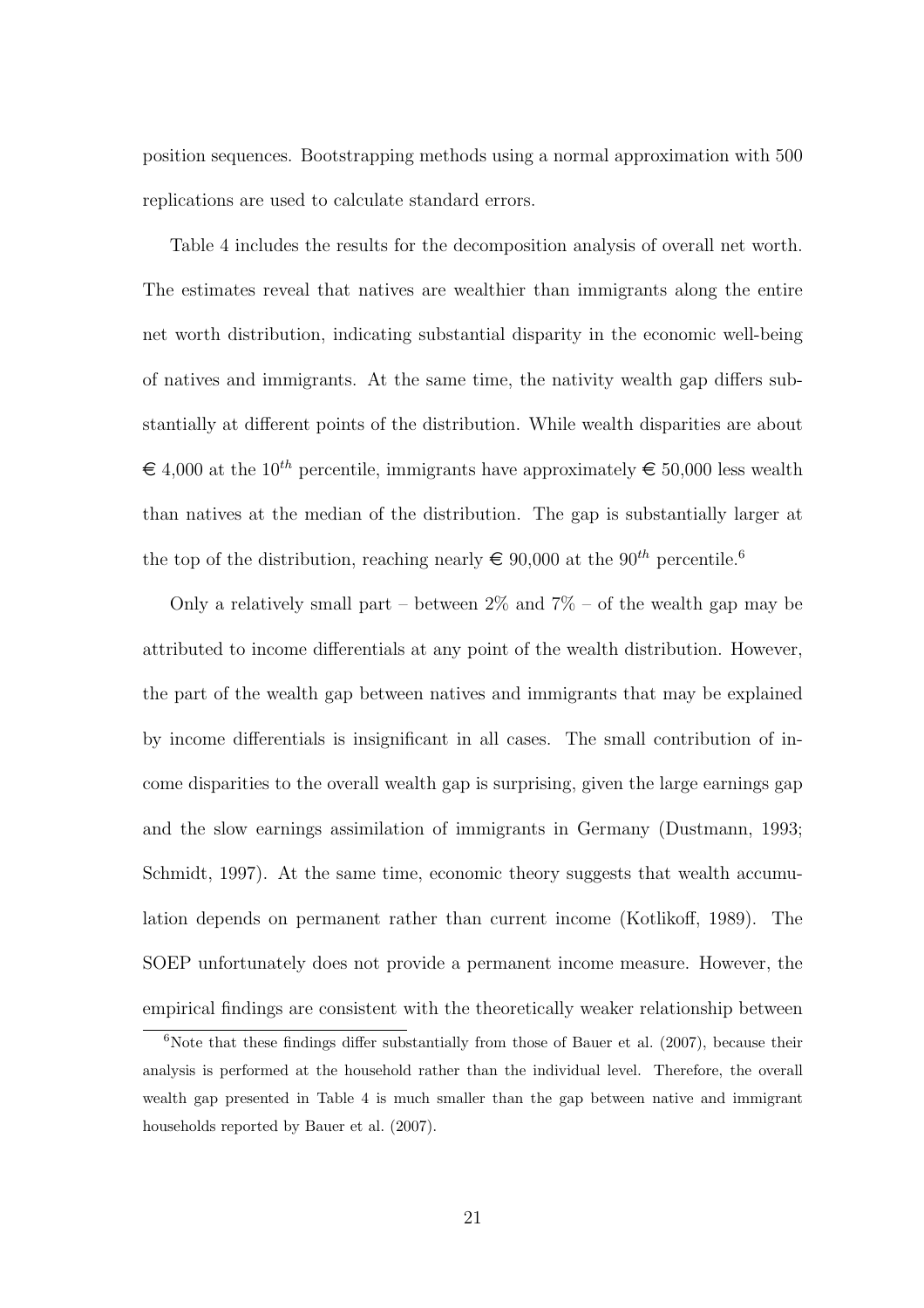position sequences. Bootstrapping methods using a normal approximation with 500 replications are used to calculate standard errors.

Table 4 includes the results for the decomposition analysis of overall net worth. The estimates reveal that natives are wealthier than immigrants along the entire net worth distribution, indicating substantial disparity in the economic well-being of natives and immigrants. At the same time, the nativity wealth gap differs substantially at different points of the distribution. While wealth disparities are about € 4,000 at the $10^{th}$ percentile, immigrants have approximately € 50,000 less wealth than natives at the median of the distribution. The gap is substantially larger at the top of the distribution, reaching nearly € 90,000 at the $90^{th}$ percentile.[6]

Only a relatively small part – between 2% and 7% – of the wealth gap may be attributed to income differentials at any point of the wealth distribution. However, the part of the wealth gap between natives and immigrants that may be explained by income differentials is insignificant in all cases. The small contribution of income disparities to the overall wealth gap is surprising, given the large earnings gap and the slow earnings assimilation of immigrants in Germany (Dustmann, 1993; Schmidt, 1997). At the same time, economic theory suggests that wealth accumulation depends on permanent rather than current income (Kotlikoff, 1989). The SOEP unfortunately does not provide a permanent income measure. However, the empirical findings are consistent with the theoretically weaker relationship between

[6]Note that these findings differ substantially from those of Bauer et al. (2007), because their analysis is performed at the household rather than the individual level. Therefore, the overall wealth gap presented in Table 4 is much smaller than the gap between native and immigrant households reported by Bauer et al. (2007).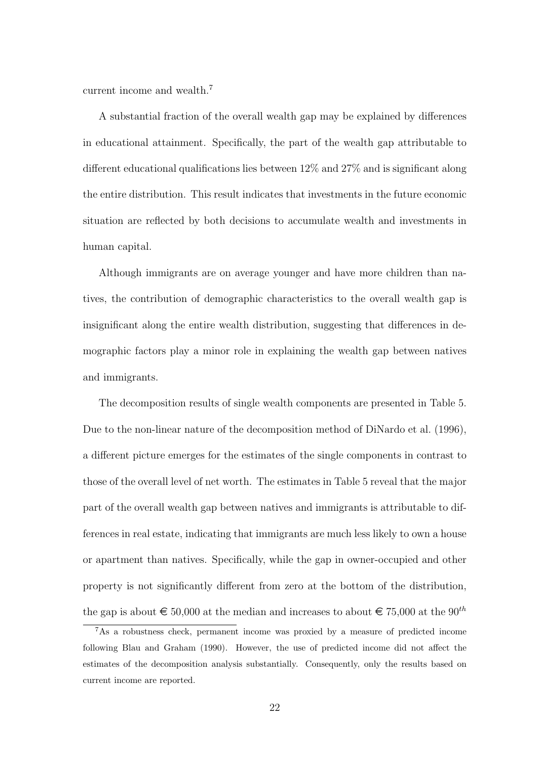current income and wealth.[7]

A substantial fraction of the overall wealth gap may be explained by differences in educational attainment. Specifically, the part of the wealth gap attributable to different educational qualifications lies between 12% and 27% and is significant along the entire distribution. This result indicates that investments in the future economic situation are reflected by both decisions to accumulate wealth and investments in human capital.

Although immigrants are on average younger and have more children than natives, the contribution of demographic characteristics to the overall wealth gap is insignificant along the entire wealth distribution, suggesting that differences in demographic factors play a minor role in explaining the wealth gap between natives and immigrants.

The decomposition results of single wealth components are presented in Table 5. Due to the non-linear nature of the decomposition method of DiNardo et al. (1996), a different picture emerges for the estimates of the single components in contrast to those of the overall level of net worth. The estimates in Table 5 reveal that the major part of the overall wealth gap between natives and immigrants is attributable to differences in real estate, indicating that immigrants are much less likely to own a house or apartment than natives. Specifically, while the gap in owner-occupied and other property is not significantly different from zero at the bottom of the distribution, the gap is about € 50,000 at the median and increases to about € 75,000 at the $90^{th}$

[7]As a robustness check, permanent income was proxied by a measure of predicted income following Blau and Graham (1990). However, the use of predicted income did not affect the estimates of the decomposition analysis substantially. Consequently, only the results based on current income are reported.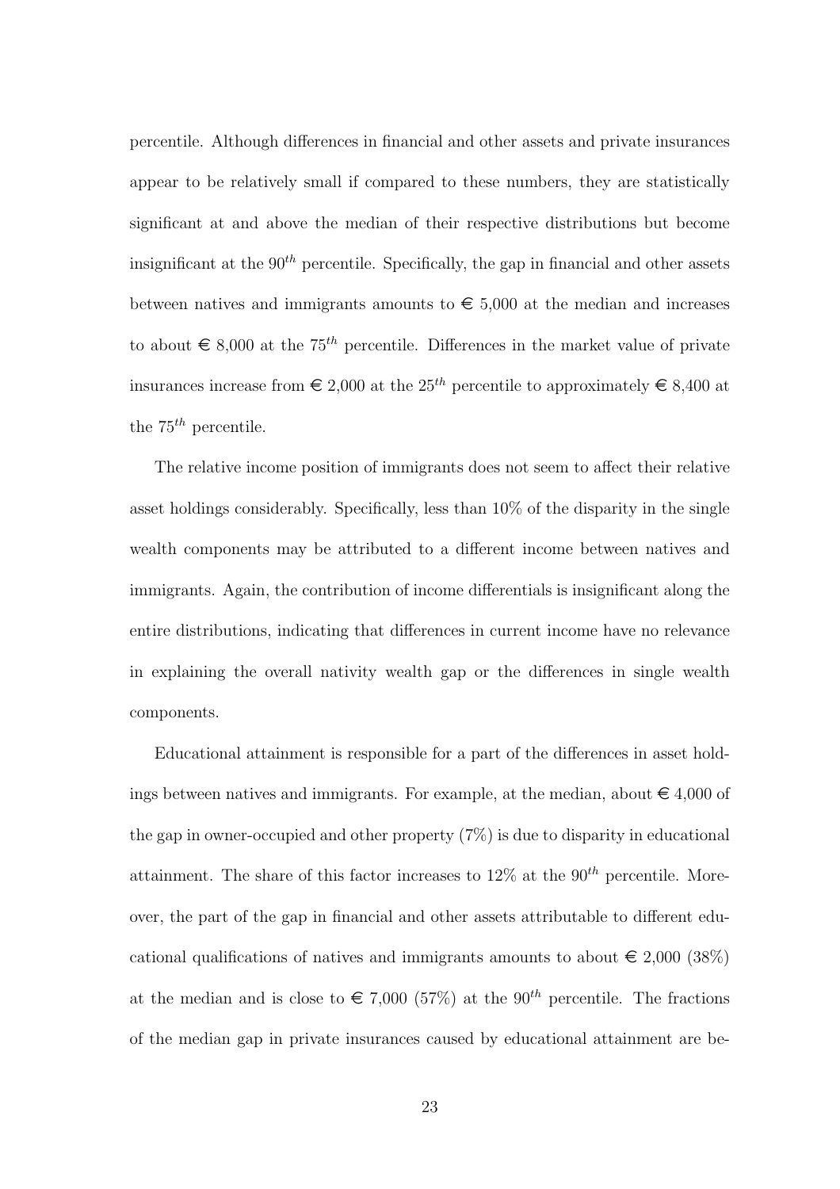percentile. Although differences in financial and other assets and private insurances appear to be relatively small if compared to these numbers, they are statistically significant at and above the median of their respective distributions but become insignificant at the $90^{th}$ percentile. Specifically, the gap in financial and other assets between natives and immigrants amounts to € 5,000 at the median and increases to about € 8,000 at the $75^{th}$ percentile. Differences in the market value of private insurances increase from € 2,000 at the $25^{th}$ percentile to approximately € 8,400 at the $75^{th}$ percentile.

The relative income position of immigrants does not seem to affect their relative asset holdings considerably. Specifically, less than 10% of the disparity in the single wealth components may be attributed to a different income between natives and immigrants. Again, the contribution of income differentials is insignificant along the entire distributions, indicating that differences in current income have no relevance in explaining the overall nativity wealth gap or the differences in single wealth components.

Educational attainment is responsible for a part of the differences in asset holdings between natives and immigrants. For example, at the median, about € 4,000 of the gap in owner-occupied and other property (7%) is due to disparity in educational attainment. The share of this factor increases to 12% at the $90^{th}$ percentile. Moreover, the part of the gap in financial and other assets attributable to different educational qualifications of natives and immigrants amounts to about € 2,000 (38%) at the median and is close to € 7,000 (57%) at the $90^{th}$ percentile. The fractions of the median gap in private insurances caused by educational attainment are be-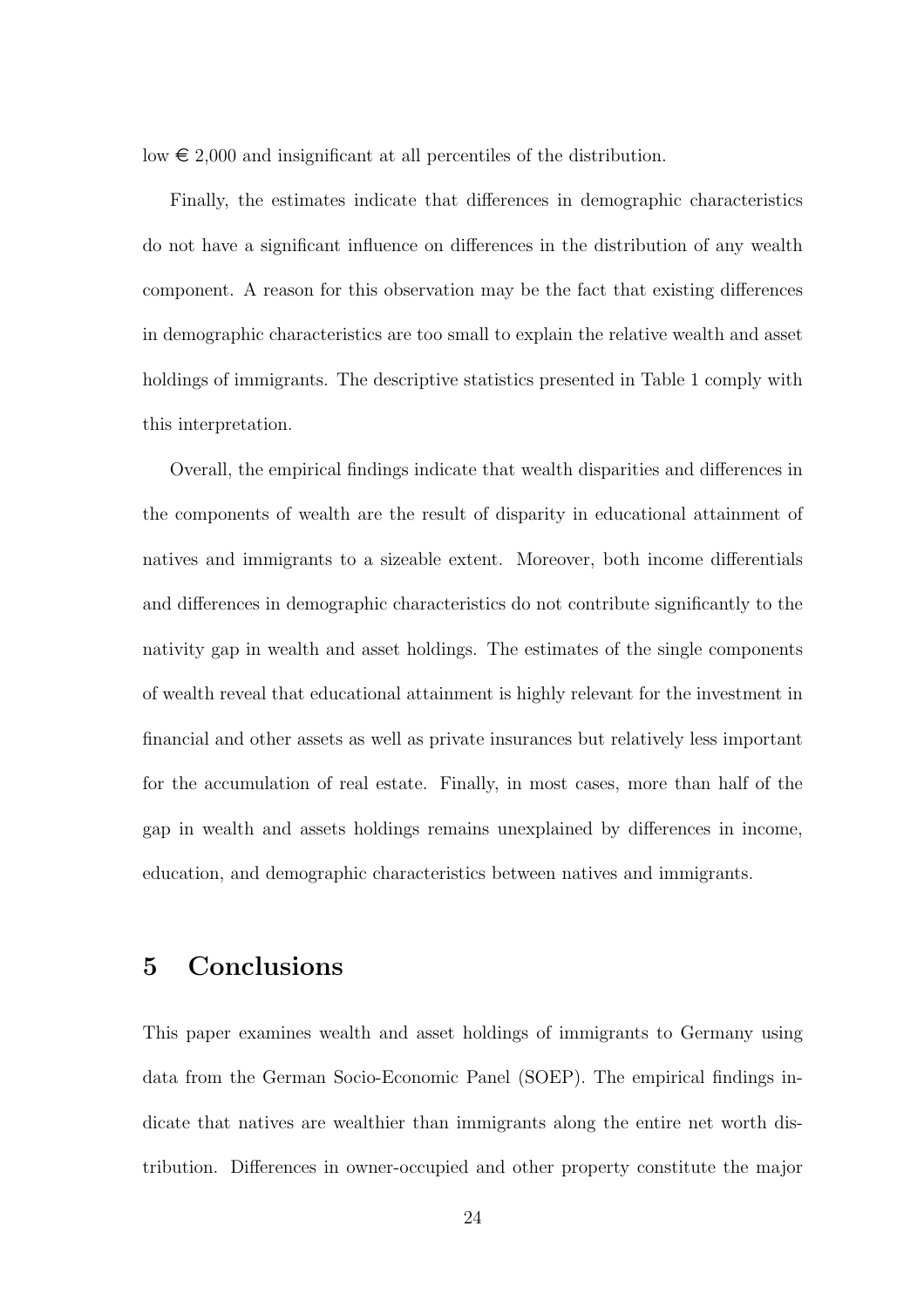low € 2,000 and insignificant at all percentiles of the distribution.

Finally, the estimates indicate that differences in demographic characteristics do not have a significant influence on differences in the distribution of any wealth component. A reason for this observation may be the fact that existing differences in demographic characteristics are too small to explain the relative wealth and asset holdings of immigrants. The descriptive statistics presented in Table 1 comply with this interpretation.

Overall, the empirical findings indicate that wealth disparities and differences in the components of wealth are the result of disparity in educational attainment of natives and immigrants to a sizeable extent. Moreover, both income differentials and differences in demographic characteristics do not contribute significantly to the nativity gap in wealth and asset holdings. The estimates of the single components of wealth reveal that educational attainment is highly relevant for the investment in financial and other assets as well as private insurances but relatively less important for the accumulation of real estate. Finally, in most cases, more than half of the gap in wealth and assets holdings remains unexplained by differences in income, education, and demographic characteristics between natives and immigrants.

## 5 Conclusions

This paper examines wealth and asset holdings of immigrants to Germany using data from the German Socio-Economic Panel (SOEP). The empirical findings indicate that natives are wealthier than immigrants along the entire net worth distribution. Differences in owner-occupied and other property constitute the major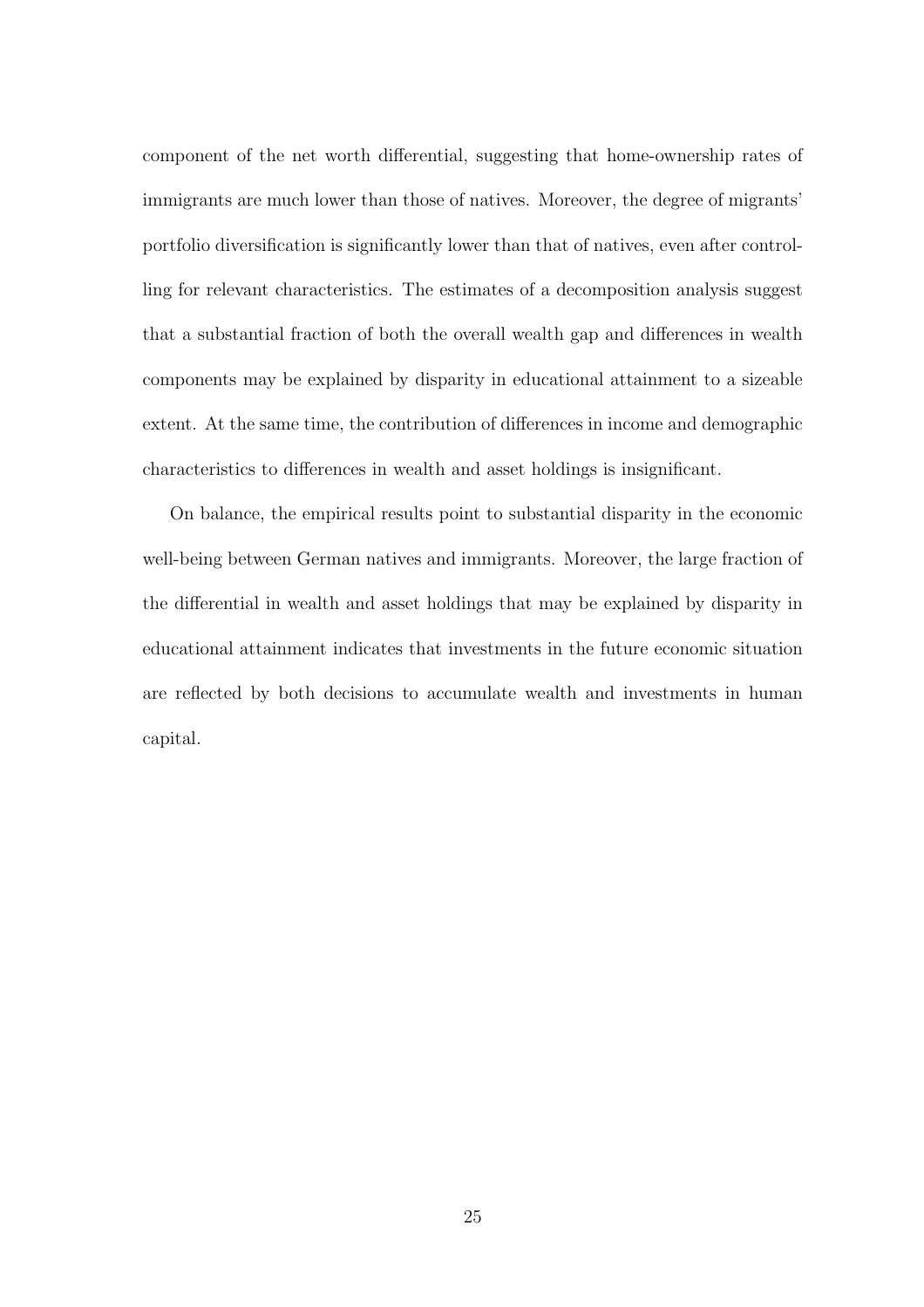component of the net worth differential, suggesting that home-ownership rates of immigrants are much lower than those of natives. Moreover, the degree of migrants' portfolio diversification is significantly lower than that of natives, even after controlling for relevant characteristics. The estimates of a decomposition analysis suggest that a substantial fraction of both the overall wealth gap and differences in wealth components may be explained by disparity in educational attainment to a sizeable extent. At the same time, the contribution of differences in income and demographic characteristics to differences in wealth and asset holdings is insignificant.

On balance, the empirical results point to substantial disparity in the economic well-being between German natives and immigrants. Moreover, the large fraction of the differential in wealth and asset holdings that may be explained by disparity in educational attainment indicates that investments in the future economic situation are reflected by both decisions to accumulate wealth and investments in human capital.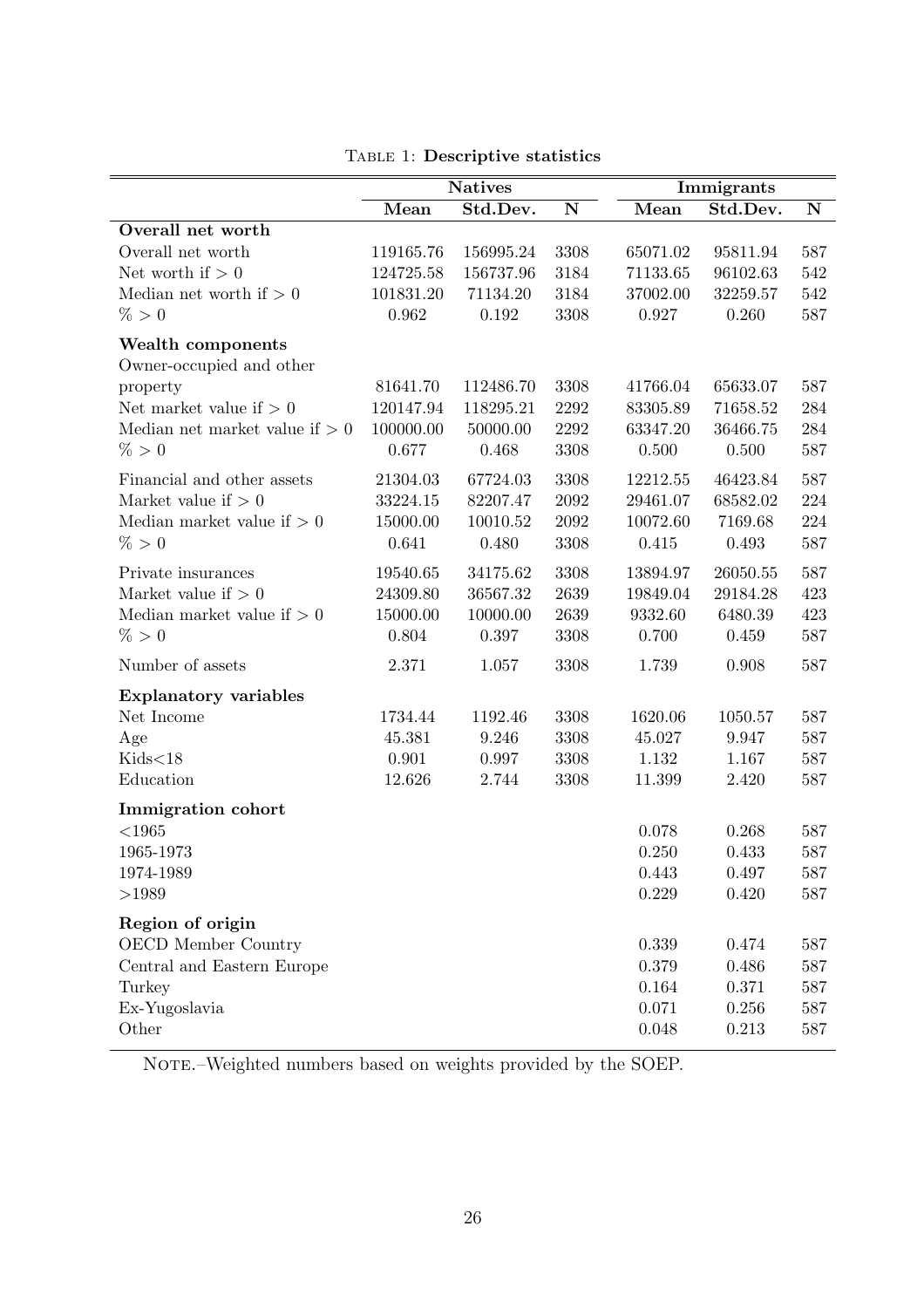Table 1: **Descriptive statistics**

| | Natives | | | Immigrants | | |
|---|---|---|---|---|---|---|
| | **Mean** | **Std.Dev.** | **N** | **Mean** | **Std.Dev.** | **N** |
| **Overall net worth** | | | | | | |
| Overall net worth | 119165.76 | 156995.24 | 3308 | 65071.02 | 95811.94 | 587 |
| Net worth if $> 0$ | 124725.58 | 156737.96 | 3184 | 71133.65 | 96102.63 | 542 |
| Median net worth if $> 0$ | 101831.20 | 71134.20 | 3184 | 37002.00 | 32259.57 | 542 |
| $\% > 0$ | 0.962 | 0.192 | 3308 | 0.927 | 0.260 | 587 |
| **Wealth components** | | | | | | |
| Owner-occupied and other property | 81641.70 | 112486.70 | 3308 | 41766.04 | 65633.07 | 587 |
| Net market value if $> 0$ | 120147.94 | 118295.21 | 2292 | 83305.89 | 71658.52 | 284 |
| Median net market value if $> 0$ | 100000.00 | 50000.00 | 2292 | 63347.20 | 36466.75 | 284 |
| $\% > 0$ | 0.677 | 0.468 | 3308 | 0.500 | 0.500 | 587 |
| Financial and other assets | 21304.03 | 67724.03 | 3308 | 12212.55 | 46423.84 | 587 |
| Market value if $> 0$ | 33224.15 | 82207.47 | 2092 | 29461.07 | 68582.02 | 224 |
| Median market value if $> 0$ | 15000.00 | 10010.52 | 2092 | 10072.60 | 7169.68 | 224 |
| $\% > 0$ | 0.641 | 0.480 | 3308 | 0.415 | 0.493 | 587 |
| Private insurances | 19540.65 | 34175.62 | 3308 | 13894.97 | 26050.55 | 587 |
| Market value if $> 0$ | 24309.80 | 36567.32 | 2639 | 19849.04 | 29184.28 | 423 |
| Median market value if $> 0$ | 15000.00 | 10000.00 | 2639 | 9332.60 | 6480.39 | 423 |
| $\% > 0$ | 0.804 | 0.397 | 3308 | 0.700 | 0.459 | 587 |
| Number of assets | 2.371 | 1.057 | 3308 | 1.739 | 0.908 | 587 |
| **Explanatory variables** | | | | | | |
| Net Income | 1734.44 | 1192.46 | 3308 | 1620.06 | 1050.57 | 587 |
| Age | 45.381 | 9.246 | 3308 | 45.027 | 9.947 | 587 |
| Kids<18 | 0.901 | 0.997 | 3308 | 1.132 | 1.167 | 587 |
| Education | 12.626 | 2.744 | 3308 | 11.399 | 2.420 | 587 |
| **Immigration cohort** | | | | | | |
| <1965 | | | | 0.078 | 0.268 | 587 |
| 1965-1973 | | | | 0.250 | 0.433 | 587 |
| 1974-1989 | | | | 0.443 | 0.497 | 587 |
| >1989 | | | | 0.229 | 0.420 | 587 |
| **Region of origin** | | | | | | |
| OECD Member Country | | | | 0.339 | 0.474 | 587 |
| Central and Eastern Europe | | | | 0.379 | 0.486 | 587 |
| Turkey | | | | 0.164 | 0.371 | 587 |
| Ex-Yugoslavia | | | | 0.071 | 0.256 | 587 |
| Other | | | | 0.048 | 0.213 | 587 |

Note.–Weighted numbers based on weights provided by the SOEP.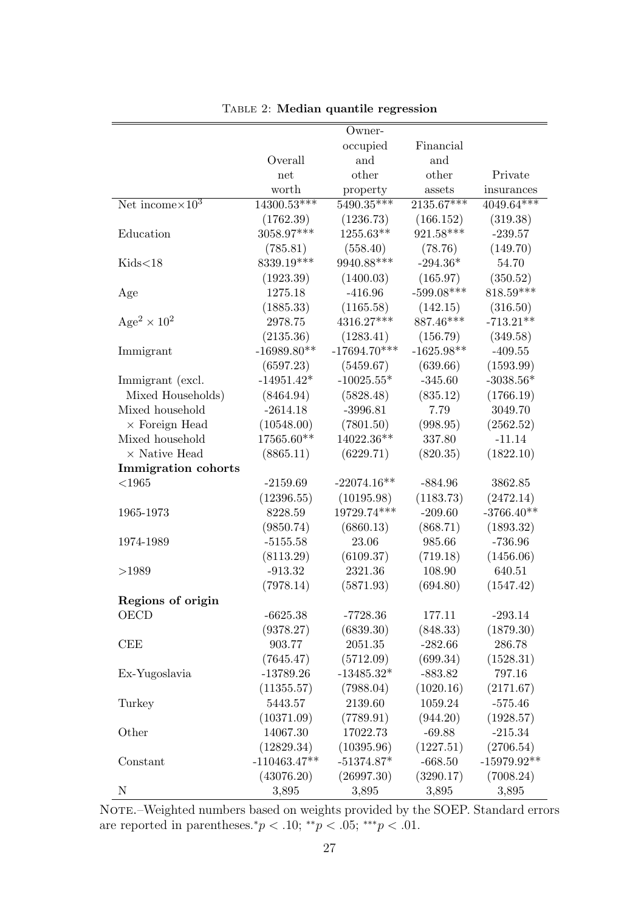Table 2: **Median quantile regression**

| | Overall net worth | Owner-occupied and other property | Financial and other assets | Private insurances |
|---|---|---|---|---|
| Net income$\times 10^3$ | 14300.53*** | 5490.35*** | 2135.67*** | 4049.64*** |
| | (1762.39) | (1236.73) | (166.152) | (319.38) |
| Education | 3058.97*** | 1255.63** | 921.58*** | -239.57 |
| | (785.81) | (558.40) | (78.76) | (149.70) |
| Kids<18 | 8339.19*** | 9940.88*** | -294.36* | 54.70 |
| | (1923.39) | (1400.03) | (165.97) | (350.52) |
| Age | 1275.18 | -416.96 | -599.08*** | 818.59*** |
| | (1885.33) | (1165.58) | (142.15) | (316.50) |
| $\text{Age}^2 \times 10^2$ | 2978.75 | 4316.27*** | 887.46*** | -713.21** |
| | (2135.36) | (1283.41) | (156.79) | (349.58) |
| Immigrant | -16989.80** | -17694.70*** | -1625.98** | -409.55 |
| | (6597.23) | (5459.67) | (639.66) | (1593.99) |
| Immigrant (excl. Mixed Households) | -14951.42* | -10025.55* | -345.60 | -3038.56* |
| | (8464.94) | (5828.48) | (835.12) | (1766.19) |
| Mixed household × Foreign Head | -2614.18 | -3996.81 | 7.79 | 3049.70 |
| | (10548.00) | (7801.50) | (998.95) | (2562.52) |
| Mixed household × Native Head | 17565.60** | 14022.36** | 337.80 | -11.14 |
| | (8865.11) | (6229.71) | (820.35) | (1822.10) |
| **Immigration cohorts** | | | | |
| <1965 | -2159.69 | -22074.16** | -884.96 | 3862.85 |
| | (12396.55) | (10195.98) | (1183.73) | (2472.14) |
| 1965-1973 | 8228.59 | 19729.74*** | -209.60 | -3766.40** |
| | (9850.74) | (6860.13) | (868.71) | (1893.32) |
| 1974-1989 | -5155.58 | 23.06 | 985.66 | -736.96 |
| | (8113.29) | (6109.37) | (719.18) | (1456.06) |
| >1989 | -913.32 | 2321.36 | 108.90 | 640.51 |
| | (7978.14) | (5871.93) | (694.80) | (1547.42) |
| **Regions of origin** | | | | |
| OECD | -6625.38 | -7728.36 | 177.11 | -293.14 |
| | (9378.27) | (6839.30) | (848.33) | (1879.30) |
| CEE | 903.77 | 2051.35 | -282.66 | 286.78 |
| | (7645.47) | (5712.09) | (699.34) | (1528.31) |
| Ex-Yugoslavia | -13789.26 | -13485.32* | -883.82 | 797.16 |
| | (11355.57) | (7988.04) | (1020.16) | (2171.67) |
| Turkey | 5443.57 | 2139.60 | 1059.24 | -575.46 |
| | (10371.09) | (7789.91) | (944.20) | (1928.57) |
| Other | 14067.30 | 17022.73 | -69.88 | -215.34 |
| | (12829.34) | (10395.96) | (1227.51) | (2706.54) |
| Constant | -110463.47** | -51374.87* | -668.50 | -15979.92** |
| | (43076.20) | (26997.30) | (3290.17) | (7008.24) |
| N | 3,895 | 3,895 | 3,895 | 3,895 |

Note.–Weighted numbers based on weights provided by the SOEP. Standard errors are reported in parentheses.$^{*}p < .10$; $^{**}p < .05$; $^{***}p < .01$.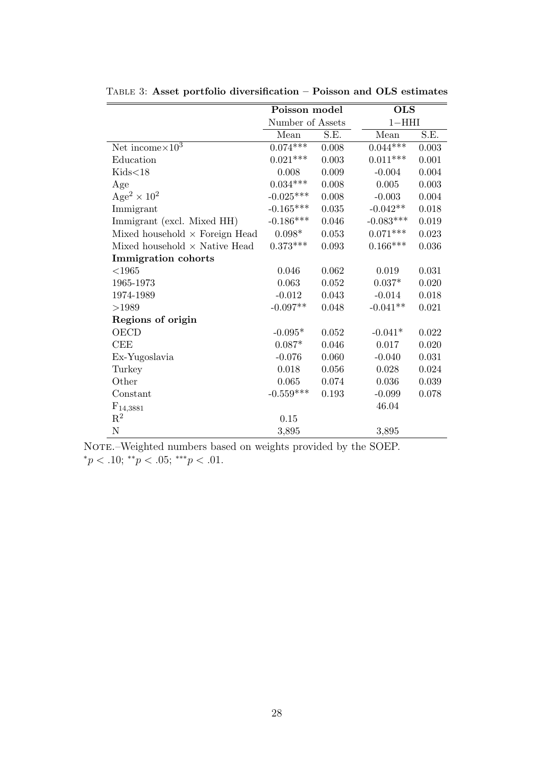Table 3: **Asset portfolio diversification – Poisson and OLS estimates**

| | **Poisson model** | | **OLS** | |
|---|---|---|---|---|
| | Number of Assets | | 1−HHI | |
| | Mean | S.E. | Mean | S.E. |
| Net income$\times 10^3$ | 0.074*** | 0.008 | 0.044*** | 0.003 |
| Education | 0.021*** | 0.003 | 0.011*** | 0.001 |
| Kids<18 | 0.008 | 0.009 | -0.004 | 0.004 |
| Age | 0.034*** | 0.008 | 0.005 | 0.003 |
| $\text{Age}^2 \times 10^2$ | -0.025*** | 0.008 | -0.003 | 0.004 |
| Immigrant | -0.165*** | 0.035 | -0.042** | 0.018 |
| Immigrant (excl. Mixed HH) | -0.186*** | 0.046 | -0.083*** | 0.019 |
| Mixed household $\times$ Foreign Head | 0.098* | 0.053 | 0.071*** | 0.023 |
| Mixed household $\times$ Native Head | 0.373*** | 0.093 | 0.166*** | 0.036 |
| **Immigration cohorts** | | | | |
| <1965 | 0.046 | 0.062 | 0.019 | 0.031 |
| 1965-1973 | 0.063 | 0.052 | 0.037* | 0.020 |
| 1974-1989 | -0.012 | 0.043 | -0.014 | 0.018 |
| >1989 | -0.097** | 0.048 | -0.041** | 0.021 |
| **Regions of origin** | | | | |
| OECD | -0.095* | 0.052 | -0.041* | 0.022 |
| CEE | 0.087* | 0.046 | 0.017 | 0.020 |
| Ex-Yugoslavia | -0.076 | 0.060 | -0.040 | 0.031 |
| Turkey | 0.018 | 0.056 | 0.028 | 0.024 |
| Other | 0.065 | 0.074 | 0.036 | 0.039 |
| Constant | -0.559*** | 0.193 | -0.099 | 0.078 |
| $F_{14,3881}$ | | | 46.04 | |
| $R^2$ | 0.15 | | | |
| N | 3,895 | | 3,895 | |

Note.–Weighted numbers based on weights provided by the SOEP.
$^{*}p < .10$; $^{**}p < .05$; $^{***}p < .01$.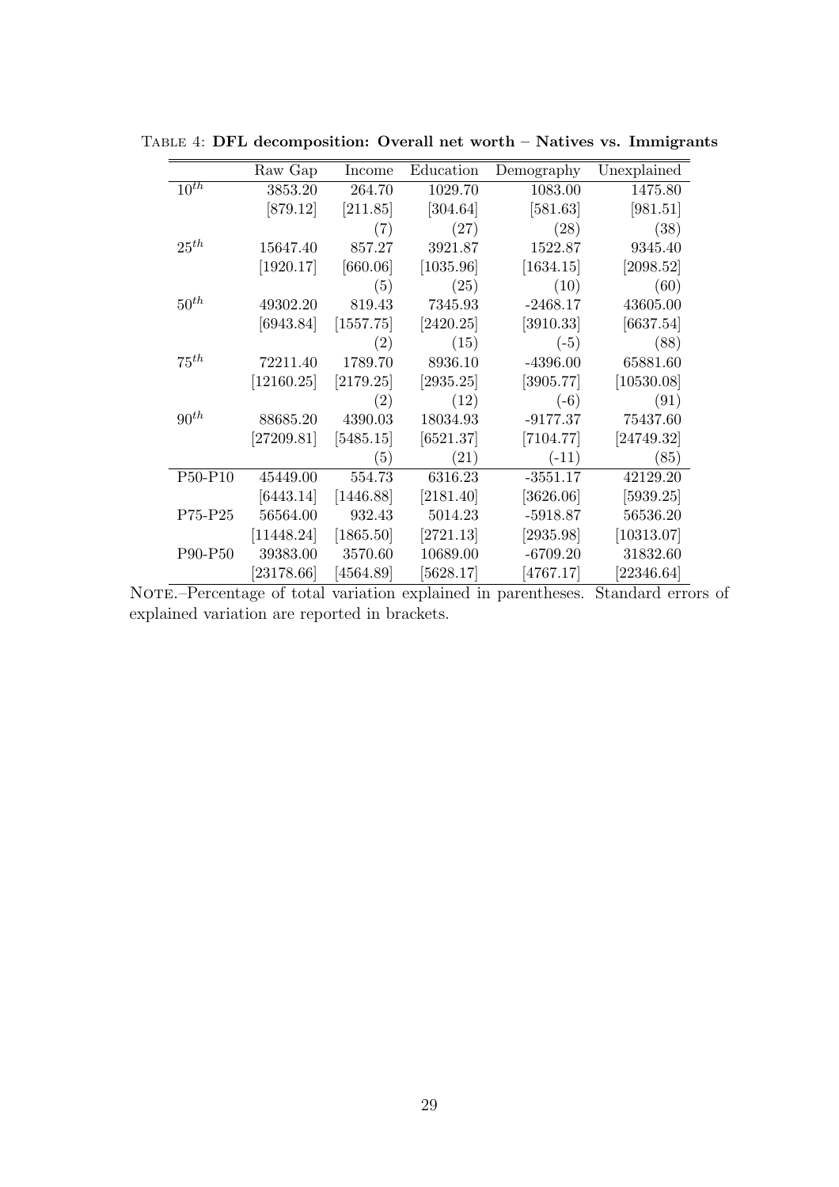TABLE 4: **DFL decomposition: Overall net worth – Natives vs. Immigrants**

| | Raw Gap | Income | Education | Demography | Unexplained |
|---|---|---|---|---|---|
| $10^{th}$ | 3853.20 | 264.70 | 1029.70 | 1083.00 | 1475.80 |
| | [879.12] | [211.85] | [304.64] | [581.63] | [981.51] |
| | | (7) | (27) | (28) | (38) |
| $25^{th}$ | 15647.40 | 857.27 | 3921.87 | 1522.87 | 9345.40 |
| | [1920.17] | [660.06] | [1035.96] | [1634.15] | [2098.52] |
| | | (5) | (25) | (10) | (60) |
| $50^{th}$ | 49302.20 | 819.43 | 7345.93 | -2468.17 | 43605.00 |
| | [6943.84] | [1557.75] | [2420.25] | [3910.33] | [6637.54] |
| | | (2) | (15) | (-5) | (88) |
| $75^{th}$ | 72211.40 | 1789.70 | 8936.10 | -4396.00 | 65881.60 |
| | [12160.25] | [2179.25] | [2935.25] | [3905.77] | [10530.08] |
| | | (2) | (12) | (-6) | (91) |
| $90^{th}$ | 88685.20 | 4390.03 | 18034.93 | -9177.37 | 75437.60 |
| | [27209.81] | [5485.15] | [6521.37] | [7104.77] | [24749.32] |
| | | (5) | (21) | (-11) | (85) |
| P50-P10 | 45449.00 | 554.73 | 6316.23 | -3551.17 | 42129.20 |
| | [6443.14] | [1446.88] | [2181.40] | [3626.06] | [5939.25] |
| P75-P25 | 56564.00 | 932.43 | 5014.23 | -5918.87 | 56536.20 |
| | [11448.24] | [1865.50] | [2721.13] | [2935.98] | [10313.07] |
| P90-P50 | 39383.00 | 3570.60 | 10689.00 | -6709.20 | 31832.60 |
| | [23178.66] | [4564.89] | [5628.17] | [4767.17] | [22346.64] |

NOTE.–Percentage of total variation explained in parentheses. Standard errors of explained variation are reported in brackets.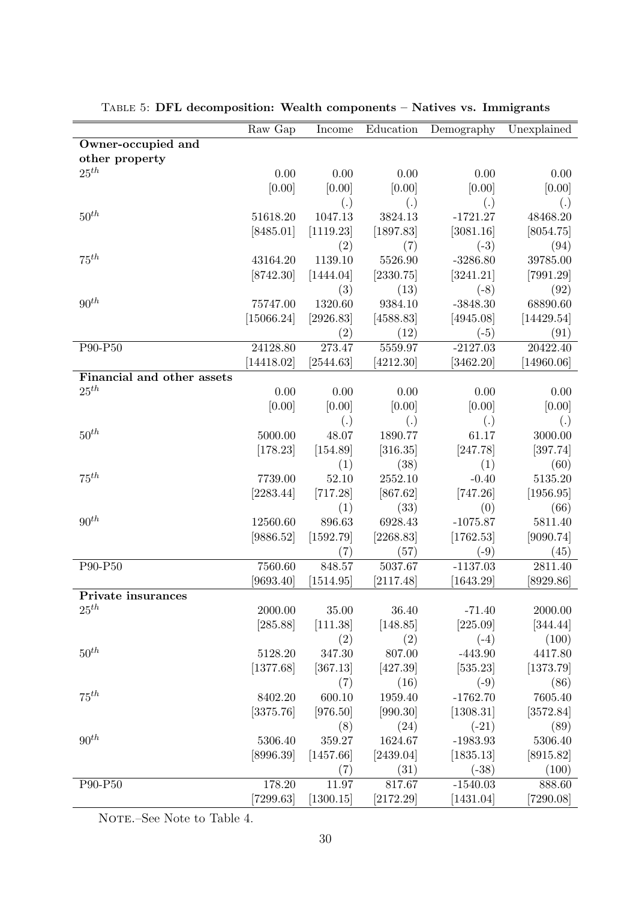TABLE 5: **DFL decomposition: Wealth components – Natives vs. Immigrants**

| | Raw Gap | Income | Education | Demography | Unexplained |
|---|---|---|---|---|---|
| **Owner-occupied and other property** | | | | | |
| $25^{th}$ | 0.00 | 0.00 | 0.00 | 0.00 | 0.00 |
| | [0.00] | [0.00] | [0.00] | [0.00] | [0.00] |
| | | (.) | (.) | (.) | (.) |
| $50^{th}$ | 51618.20 | 1047.13 | 3824.13 | -1721.27 | 48468.20 |
| | [8485.01] | [1119.23] | [1897.83] | [3081.16] | [8054.75] |
| | | (2) | (7) | (-3) | (94) |
| $75^{th}$ | 43164.20 | 1139.10 | 5526.90 | -3286.80 | 39785.00 |
| | [8742.30] | [1444.04] | [2330.75] | [3241.21] | [7991.29] |
| | | (3) | (13) | (-8) | (92) |
| $90^{th}$ | 75747.00 | 1320.60 | 9384.10 | -3848.30 | 68890.60 |
| | [15066.24] | [2926.83] | [4588.83] | [4945.08] | [14429.54] |
| | | (2) | (12) | (-5) | (91) |
| P90-P50 | 24128.80 | 273.47 | 5559.97 | -2127.03 | 20422.40 |
| | [14418.02] | [2544.63] | [4212.30] | [3462.20] | [14960.06] |
| **Financial and other assets** | | | | | |
| $25^{th}$ | 0.00 | 0.00 | 0.00 | 0.00 | 0.00 |
| | [0.00] | [0.00] | [0.00] | [0.00] | [0.00] |
| | | (.) | (.) | (.) | (.) |
| $50^{th}$ | 5000.00 | 48.07 | 1890.77 | 61.17 | 3000.00 |
| | [178.23] | [154.89] | [316.35] | [247.78] | [397.74] |
| | | (1) | (38) | (1) | (60) |
| $75^{th}$ | 7739.00 | 52.10 | 2552.10 | -0.40 | 5135.20 |
| | [2283.44] | [717.28] | [867.62] | [747.26] | [1956.95] |
| | | (1) | (33) | (0) | (66) |
| $90^{th}$ | 12560.60 | 896.63 | 6928.43 | -1075.87 | 5811.40 |
| | [9886.52] | [1592.79] | [2268.83] | [1762.53] | [9090.74] |
| | | (7) | (57) | (-9) | (45) |
| P90-P50 | 7560.60 | 848.57 | 5037.67 | -1137.03 | 2811.40 |
| | [9693.40] | [1514.95] | [2117.48] | [1643.29] | [8929.86] |
| **Private insurances** | | | | | |
| $25^{th}$ | 2000.00 | 35.00 | 36.40 | -71.40 | 2000.00 |
| | [285.88] | [111.38] | [148.85] | [225.09] | [344.44] |
| | | (2) | (2) | (-4) | (100) |
| $50^{th}$ | 5128.20 | 347.30 | 807.00 | -443.90 | 4417.80 |
| | [1377.68] | [367.13] | [427.39] | [535.23] | [1373.79] |
| | | (7) | (16) | (-9) | (86) |
| $75^{th}$ | 8402.20 | 600.10 | 1959.40 | -1762.70 | 7605.40 |
| | [3375.76] | [976.50] | [990.30] | [1308.31] | [3572.84] |
| | | (8) | (24) | (-21) | (89) |
| $90^{th}$ | 5306.40 | 359.27 | 1624.67 | -1983.93 | 5306.40 |
| | [8996.39] | [1457.66] | [2439.04] | [1835.13] | [8915.82] |
| | | (7) | (31) | (-38) | (100) |
| P90-P50 | 178.20 | 11.97 | 817.67 | -1540.03 | 888.60 |
| | [7299.63] | [1300.15] | [2172.29] | [1431.04] | [7290.08] |

NOTE.–See Note to Table 4.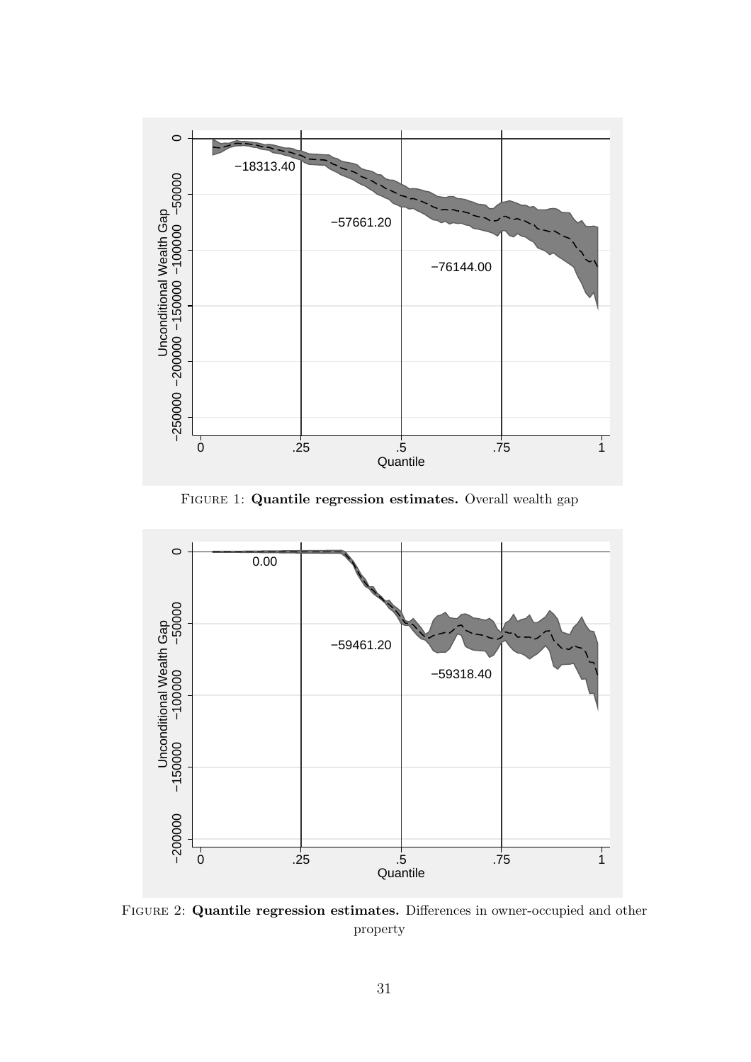Figure 1: **Quantile regression estimates.** Overall wealth gap

Figure 2: **Quantile regression estimates.** Differences in owner-occupied and other property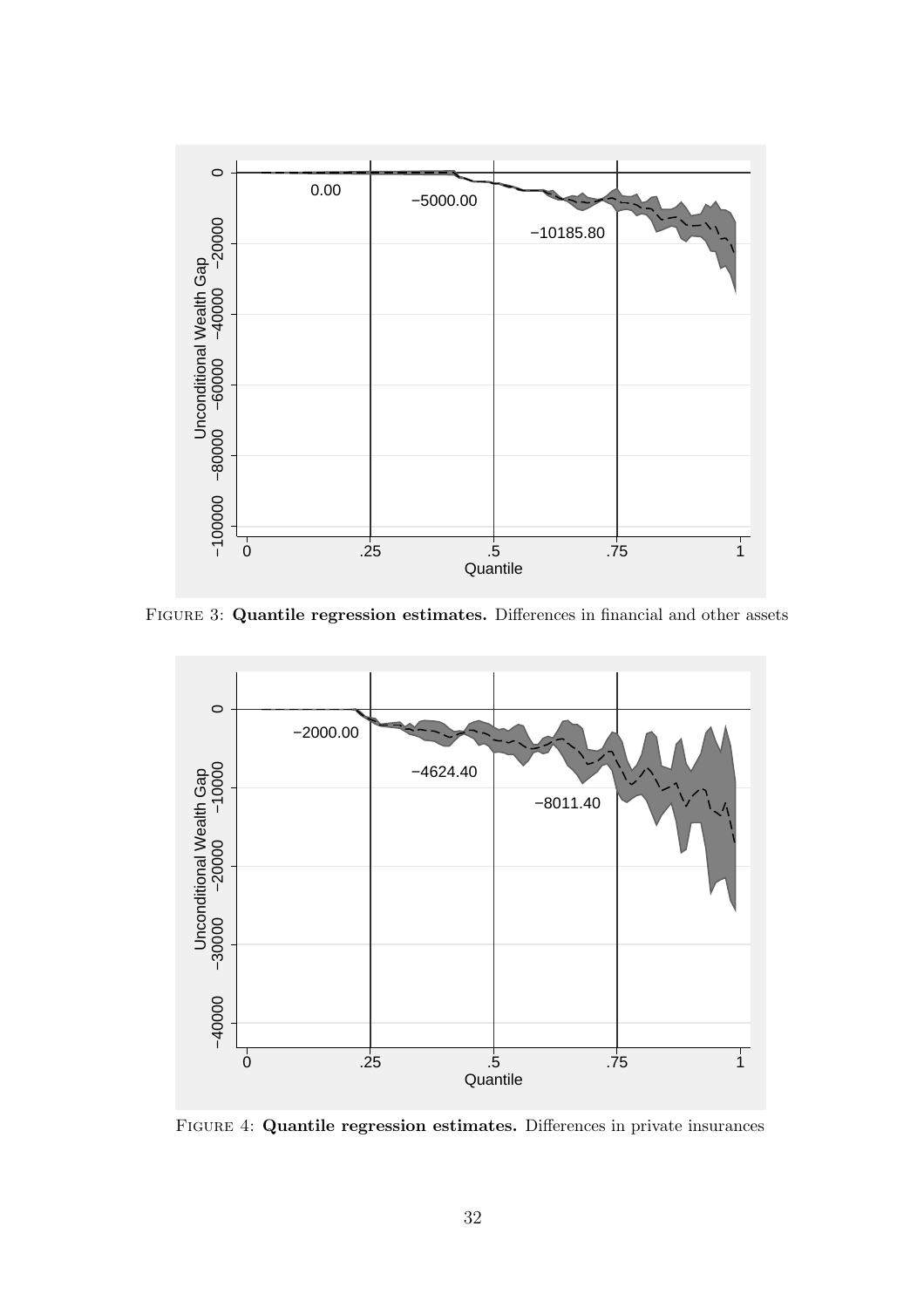Figure 3: **Quantile regression estimates.** Differences in financial and other assets

Figure 4: **Quantile regression estimates.** Differences in private insurances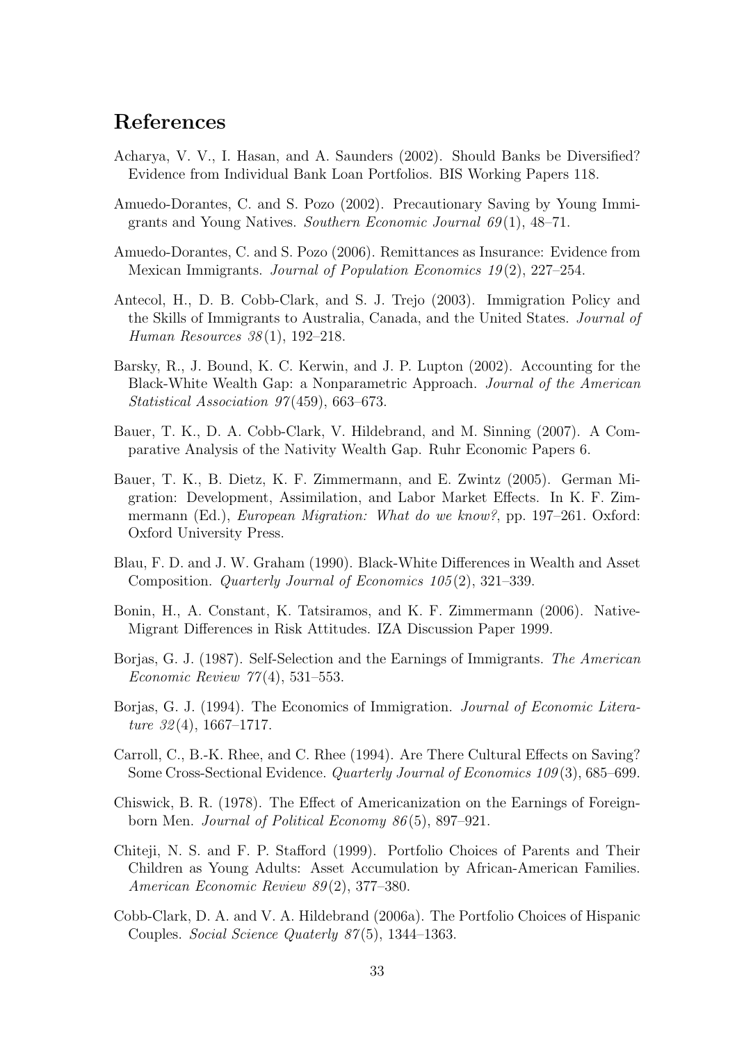## References

Acharya, V. V., I. Hasan, and A. Saunders (2002). Should Banks be Diversified? Evidence from Individual Bank Loan Portfolios. BIS Working Papers 118.

Amuedo-Dorantes, C. and S. Pozo (2002). Precautionary Saving by Young Immigrants and Young Natives. *Southern Economic Journal 69*(1), 48–71.

Amuedo-Dorantes, C. and S. Pozo (2006). Remittances as Insurance: Evidence from Mexican Immigrants. *Journal of Population Economics 19*(2), 227–254.

Antecol, H., D. B. Cobb-Clark, and S. J. Trejo (2003). Immigration Policy and the Skills of Immigrants to Australia, Canada, and the United States. *Journal of Human Resources 38*(1), 192–218.

Barsky, R., J. Bound, K. C. Kerwin, and J. P. Lupton (2002). Accounting for the Black-White Wealth Gap: a Nonparametric Approach. *Journal of the American Statistical Association 97*(459), 663–673.

Bauer, T. K., D. A. Cobb-Clark, V. Hildebrand, and M. Sinning (2007). A Comparative Analysis of the Nativity Wealth Gap. Ruhr Economic Papers 6.

Bauer, T. K., B. Dietz, K. F. Zimmermann, and E. Zwintz (2005). German Migration: Development, Assimilation, and Labor Market Effects. In K. F. Zimmermann (Ed.), *European Migration: What do we know?*, pp. 197–261. Oxford: Oxford University Press.

Blau, F. D. and J. W. Graham (1990). Black-White Differences in Wealth and Asset Composition. *Quarterly Journal of Economics 105*(2), 321–339.

Bonin, H., A. Constant, K. Tatsiramos, and K. F. Zimmermann (2006). Native-Migrant Differences in Risk Attitudes. IZA Discussion Paper 1999.

Borjas, G. J. (1987). Self-Selection and the Earnings of Immigrants. *The American Economic Review 77*(4), 531–553.

Borjas, G. J. (1994). The Economics of Immigration. *Journal of Economic Literature 32*(4), 1667–1717.

Carroll, C., B.-K. Rhee, and C. Rhee (1994). Are There Cultural Effects on Saving? Some Cross-Sectional Evidence. *Quarterly Journal of Economics 109*(3), 685–699.

Chiswick, B. R. (1978). The Effect of Americanization on the Earnings of Foreign-born Men. *Journal of Political Economy 86*(5), 897–921.

Chiteji, N. S. and F. P. Stafford (1999). Portfolio Choices of Parents and Their Children as Young Adults: Asset Accumulation by African-American Families. *American Economic Review 89*(2), 377–380.

Cobb-Clark, D. A. and V. A. Hildebrand (2006a). The Portfolio Choices of Hispanic Couples. *Social Science Quaterly 87*(5), 1344–1363.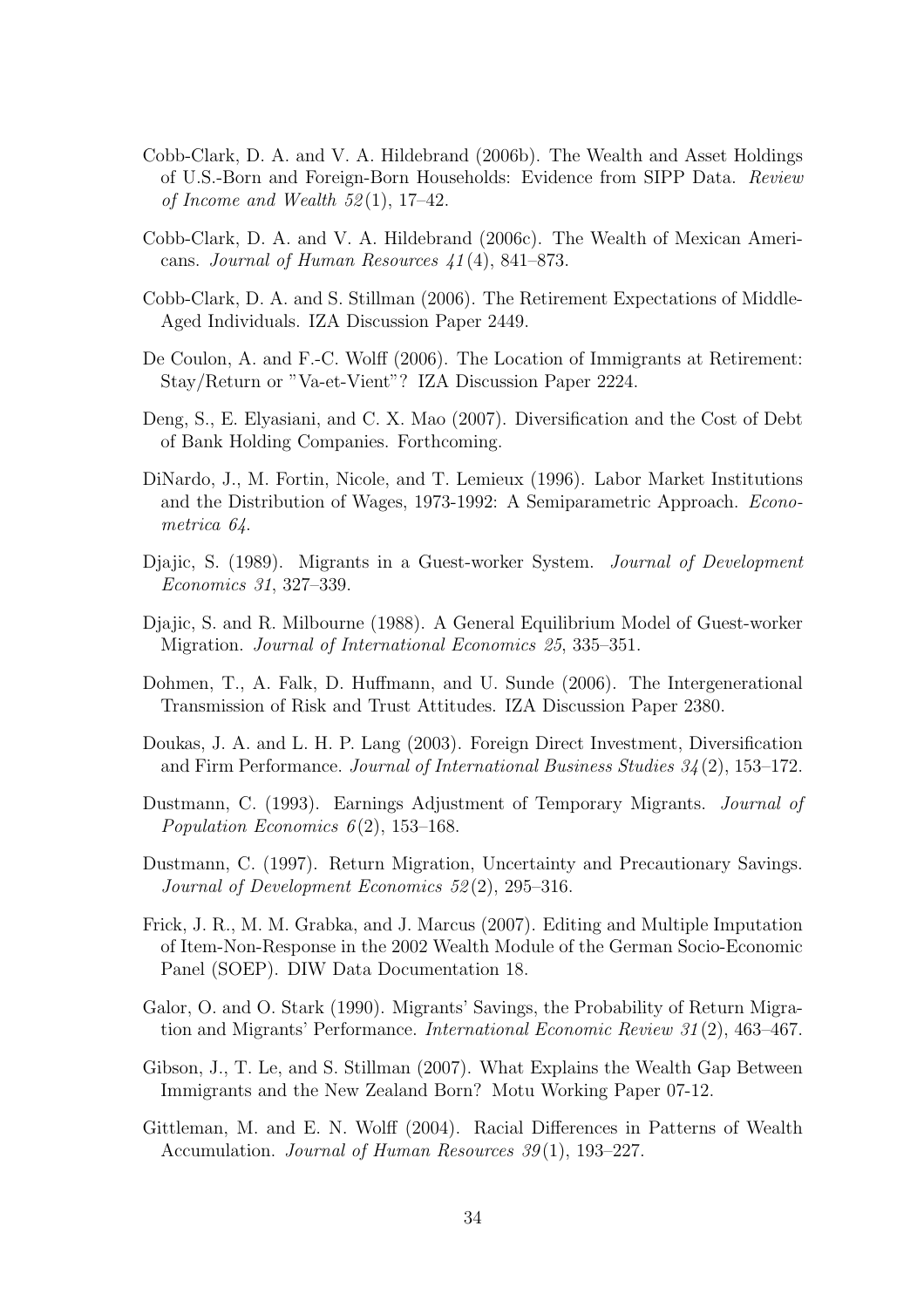Cobb-Clark, D. A. and V. A. Hildebrand (2006b). The Wealth and Asset Holdings of U.S.-Born and Foreign-Born Households: Evidence from SIPP Data. *Review of Income and Wealth 52*(1), 17–42.

Cobb-Clark, D. A. and V. A. Hildebrand (2006c). The Wealth of Mexican Americans. *Journal of Human Resources 41*(4), 841–873.

Cobb-Clark, D. A. and S. Stillman (2006). The Retirement Expectations of Middle-Aged Individuals. IZA Discussion Paper 2449.

De Coulon, A. and F.-C. Wolff (2006). The Location of Immigrants at Retirement: Stay/Return or "Va-et-Vient"? IZA Discussion Paper 2224.

Deng, S., E. Elyasiani, and C. X. Mao (2007). Diversification and the Cost of Debt of Bank Holding Companies. Forthcoming.

DiNardo, J., M. Fortin, Nicole, and T. Lemieux (1996). Labor Market Institutions and the Distribution of Wages, 1973-1992: A Semiparametric Approach. *Econometrica 64*.

Djajic, S. (1989). Migrants in a Guest-worker System. *Journal of Development Economics 31*, 327–339.

Djajic, S. and R. Milbourne (1988). A General Equilibrium Model of Guest-worker Migration. *Journal of International Economics 25*, 335–351.

Dohmen, T., A. Falk, D. Huffmann, and U. Sunde (2006). The Intergenerational Transmission of Risk and Trust Attitudes. IZA Discussion Paper 2380.

Doukas, J. A. and L. H. P. Lang (2003). Foreign Direct Investment, Diversification and Firm Performance. *Journal of International Business Studies 34*(2), 153–172.

Dustmann, C. (1993). Earnings Adjustment of Temporary Migrants. *Journal of Population Economics 6*(2), 153–168.

Dustmann, C. (1997). Return Migration, Uncertainty and Precautionary Savings. *Journal of Development Economics 52*(2), 295–316.

Frick, J. R., M. M. Grabka, and J. Marcus (2007). Editing and Multiple Imputation of Item-Non-Response in the 2002 Wealth Module of the German Socio-Economic Panel (SOEP). DIW Data Documentation 18.

Galor, O. and O. Stark (1990). Migrants' Savings, the Probability of Return Migration and Migrants' Performance. *International Economic Review 31*(2), 463–467.

Gibson, J., T. Le, and S. Stillman (2007). What Explains the Wealth Gap Between Immigrants and the New Zealand Born? Motu Working Paper 07-12.

Gittleman, M. and E. N. Wolff (2004). Racial Differences in Patterns of Wealth Accumulation. *Journal of Human Resources 39*(1), 193–227.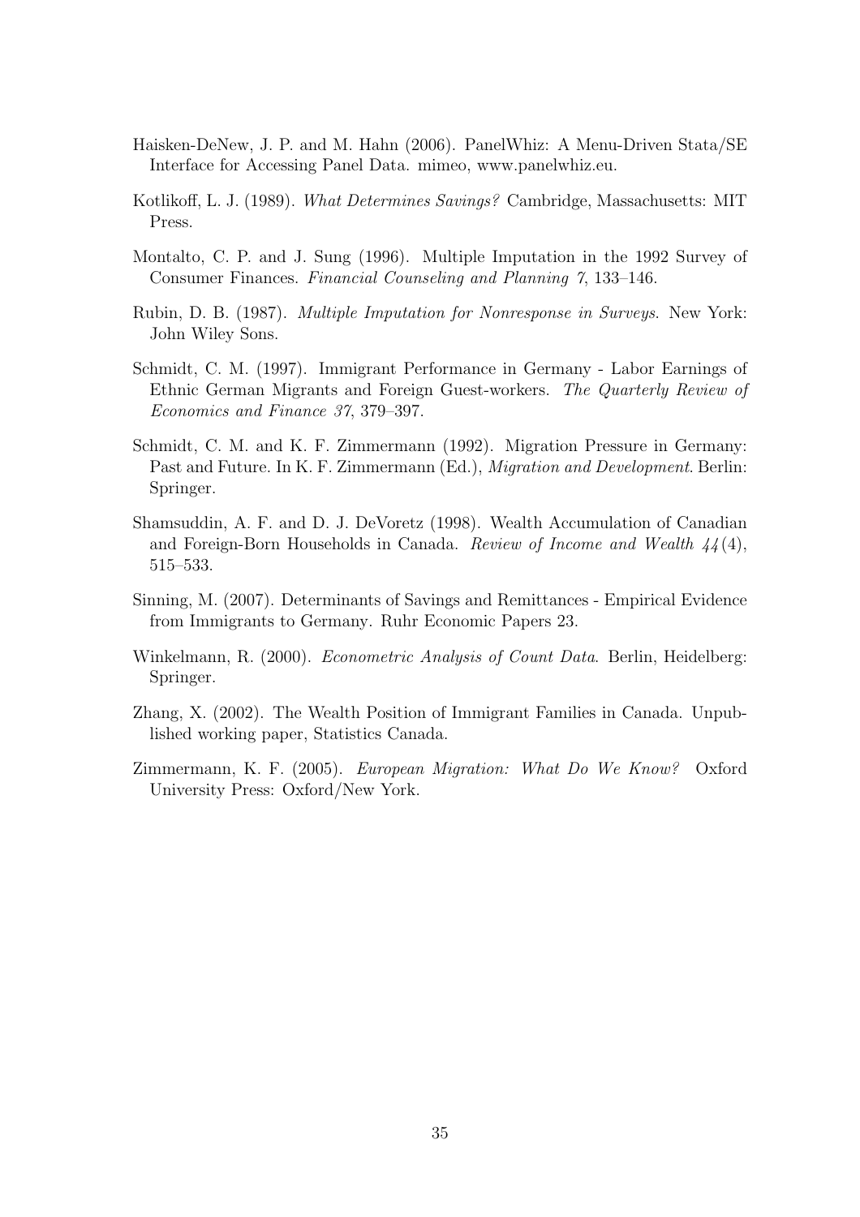Haisken-DeNew, J. P. and M. Hahn (2006). PanelWhiz: A Menu-Driven Stata/SE Interface for Accessing Panel Data. mimeo, www.panelwhiz.eu.

Kotlikoff, L. J. (1989). *What Determines Savings?* Cambridge, Massachusetts: MIT Press.

Montalto, C. P. and J. Sung (1996). Multiple Imputation in the 1992 Survey of Consumer Finances. *Financial Counseling and Planning 7*, 133–146.

Rubin, D. B. (1987). *Multiple Imputation for Nonresponse in Surveys*. New York: John Wiley Sons.

Schmidt, C. M. (1997). Immigrant Performance in Germany - Labor Earnings of Ethnic German Migrants and Foreign Guest-workers. *The Quarterly Review of Economics and Finance 37*, 379–397.

Schmidt, C. M. and K. F. Zimmermann (1992). Migration Pressure in Germany: Past and Future. In K. F. Zimmermann (Ed.), *Migration and Development*. Berlin: Springer.

Shamsuddin, A. F. and D. J. DeVoretz (1998). Wealth Accumulation of Canadian and Foreign-Born Households in Canada. *Review of Income and Wealth 44*(4), 515–533.

Sinning, M. (2007). Determinants of Savings and Remittances - Empirical Evidence from Immigrants to Germany. Ruhr Economic Papers 23.

Winkelmann, R. (2000). *Econometric Analysis of Count Data*. Berlin, Heidelberg: Springer.

Zhang, X. (2002). The Wealth Position of Immigrant Families in Canada. Unpublished working paper, Statistics Canada.

Zimmermann, K. F. (2005). *European Migration: What Do We Know?* Oxford University Press: Oxford/New York.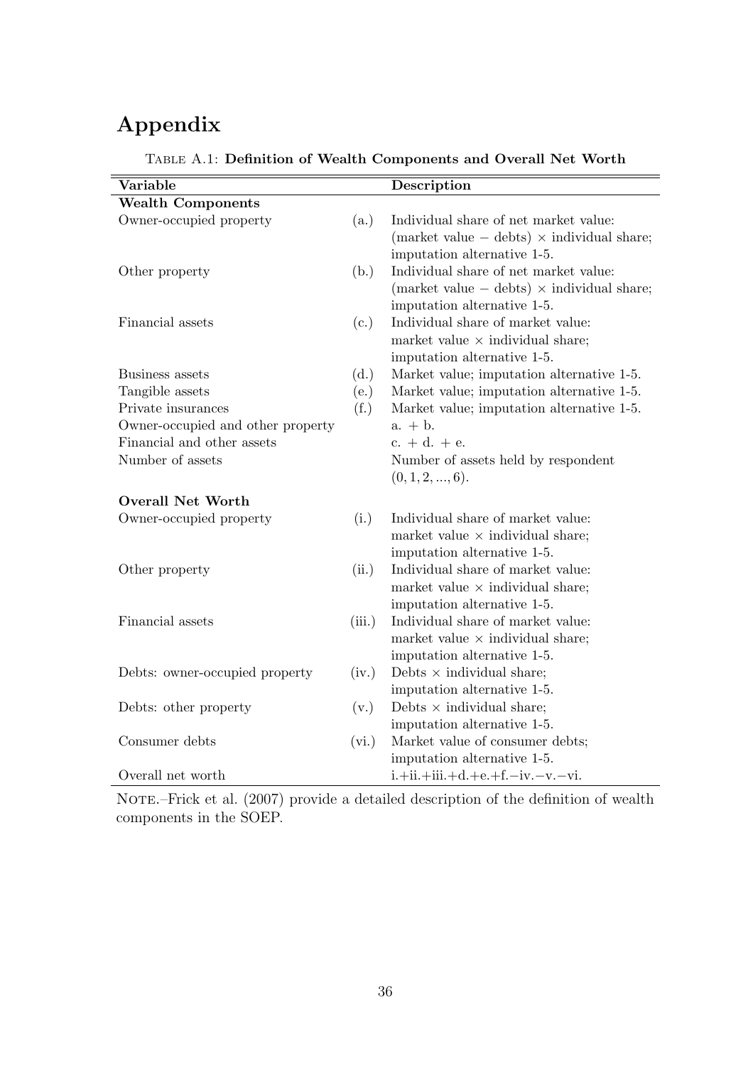# Appendix

TABLE A.1: **Definition of Wealth Components and Overall Net Worth**

| Variable | | Description |
|---|---|---|
| **Wealth Components** | | |
| Owner-occupied property | (a.) | Individual share of net market value: (market value − debts) × individual share; imputation alternative 1-5. |
| Other property | (b.) | Individual share of net market value: (market value − debts) × individual share; imputation alternative 1-5. |
| Financial assets | (c.) | Individual share of market value: market value × individual share; imputation alternative 1-5. |
| Business assets | (d.) | Market value; imputation alternative 1-5. |
| Tangible assets | (e.) | Market value; imputation alternative 1-5. |
| Private insurances | (f.) | Market value; imputation alternative 1-5. |
| Owner-occupied and other property | | a. + b. |
| Financial and other assets | | c. + d. + e. |
| Number of assets | | Number of assets held by respondent $(0, 1, 2, ..., 6)$. |
| **Overall Net Worth** | | |
| Owner-occupied property | (i.) | Individual share of market value: market value × individual share; imputation alternative 1-5. |
| Other property | (ii.) | Individual share of market value: market value × individual share; imputation alternative 1-5. |
| Financial assets | (iii.) | Individual share of market value: market value × individual share; imputation alternative 1-5. |
| Debts: owner-occupied property | (iv.) | Debts × individual share; imputation alternative 1-5. |
| Debts: other property | (v.) | Debts × individual share; imputation alternative 1-5. |
| Consumer debts | (vi.) | Market value of consumer debts; imputation alternative 1-5. |
| Overall net worth | | i.+ii.+iii.+d.+e.+f.−iv.−v.−vi. |

NOTE.–Frick et al. (2007) provide a detailed description of the definition of wealth components in the SOEP.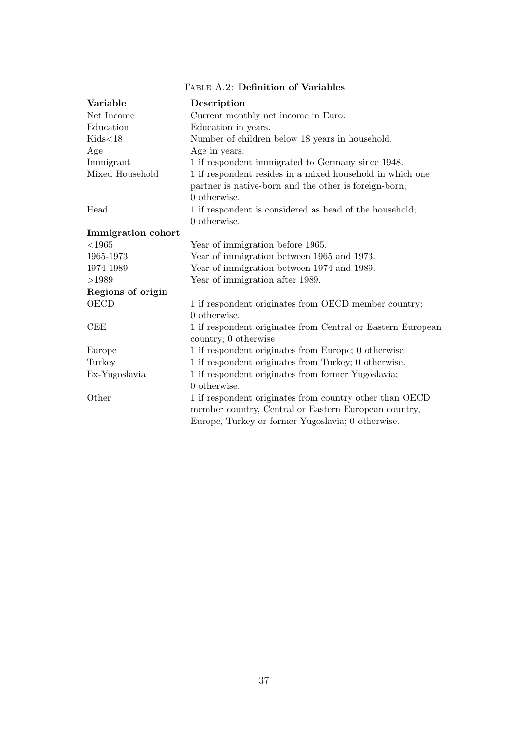Table A.2: **Definition of Variables**

| Variable | Description |
|---|---|
| Net Income | Current monthly net income in Euro. |
| Education | Education in years. |
| Kids<18 | Number of children below 18 years in household. |
| Age | Age in years. |
| Immigrant | 1 if respondent immigrated to Germany since 1948. |
| Mixed Household | 1 if respondent resides in a mixed household in which one partner is native-born and the other is foreign-born; 0 otherwise. |
| Head | 1 if respondent is considered as head of the household; 0 otherwise. |
| **Immigration cohort** | |
| <1965 | Year of immigration before 1965. |
| 1965-1973 | Year of immigration between 1965 and 1973. |
| 1974-1989 | Year of immigration between 1974 and 1989. |
| >1989 | Year of immigration after 1989. |
| **Regions of origin** | |
| OECD | 1 if respondent originates from OECD member country; 0 otherwise. |
| CEE | 1 if respondent originates from Central or Eastern European country; 0 otherwise. |
| Europe | 1 if respondent originates from Europe; 0 otherwise. |
| Turkey | 1 if respondent originates from Turkey; 0 otherwise. |
| Ex-Yugoslavia | 1 if respondent originates from former Yugoslavia; 0 otherwise. |
| Other | 1 if respondent originates from country other than OECD member country, Central or Eastern European country, Europe, Turkey or former Yugoslavia; 0 otherwise. |